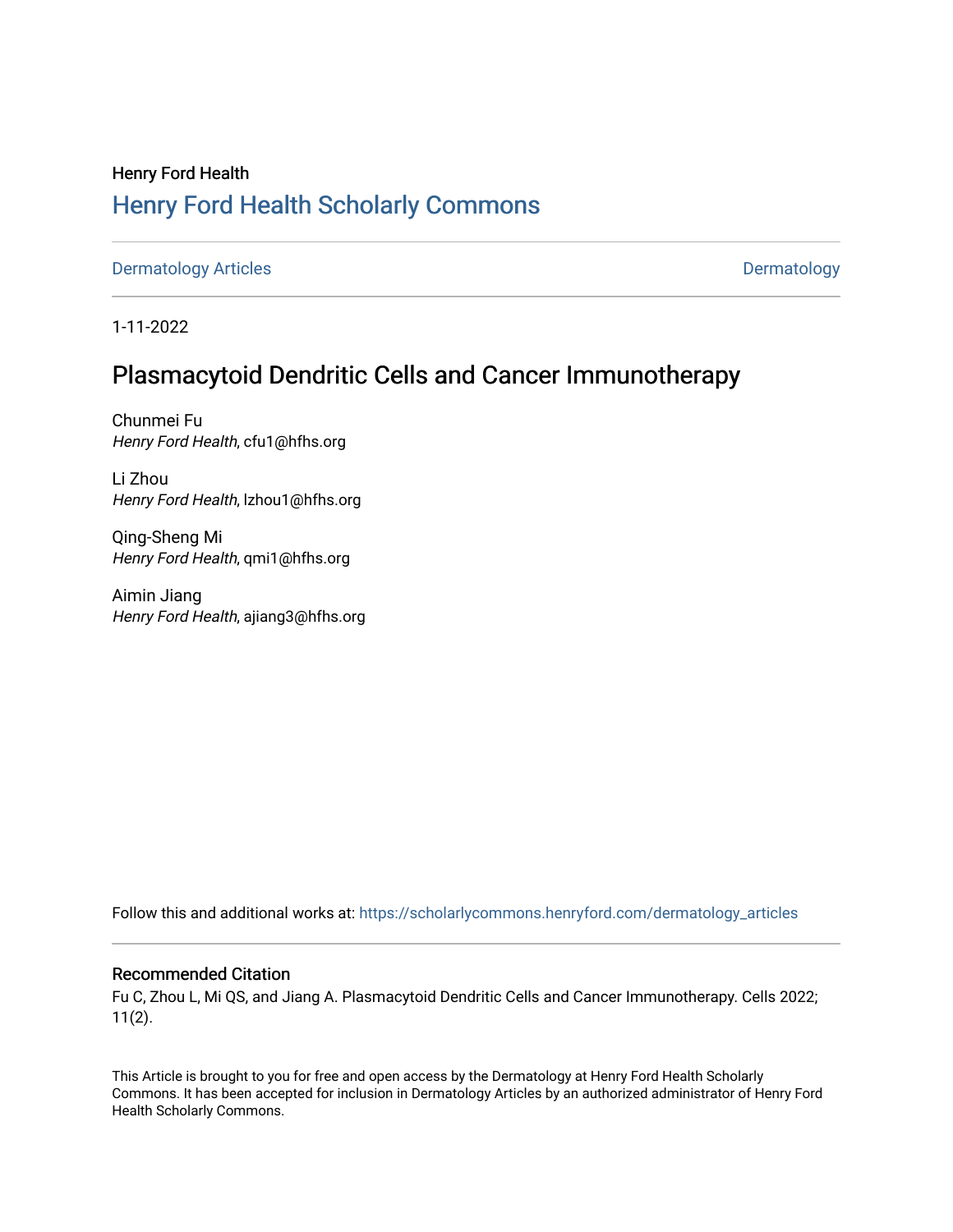Henry Ford Health

# Henry Ford Health Scholarly Commons

Dermatology Articles | Dermatology

1-11-2022

## Plasmacytoid Dendritic Cells and Cancer Immunotherapy

Chunmei Fu
*Henry Ford Health*, cfu1@hfhs.org

Li Zhou
*Henry Ford Health*, lzhou1@hfhs.org

Qing-Sheng Mi
*Henry Ford Health*, qmi1@hfhs.org

Aimin Jiang
*Henry Ford Health*, ajiang3@hfhs.org

Follow this and additional works at: https://scholarlycommons.henryford.com/dermatology_articles

### Recommended Citation

Fu C, Zhou L, Mi QS, and Jiang A. Plasmacytoid Dendritic Cells and Cancer Immunotherapy. Cells 2022; 11(2).

This Article is brought to you for free and open access by the Dermatology at Henry Ford Health Scholarly Commons. It has been accepted for inclusion in Dermatology Articles by an authorized administrator of Henry Ford Health Scholarly Commons.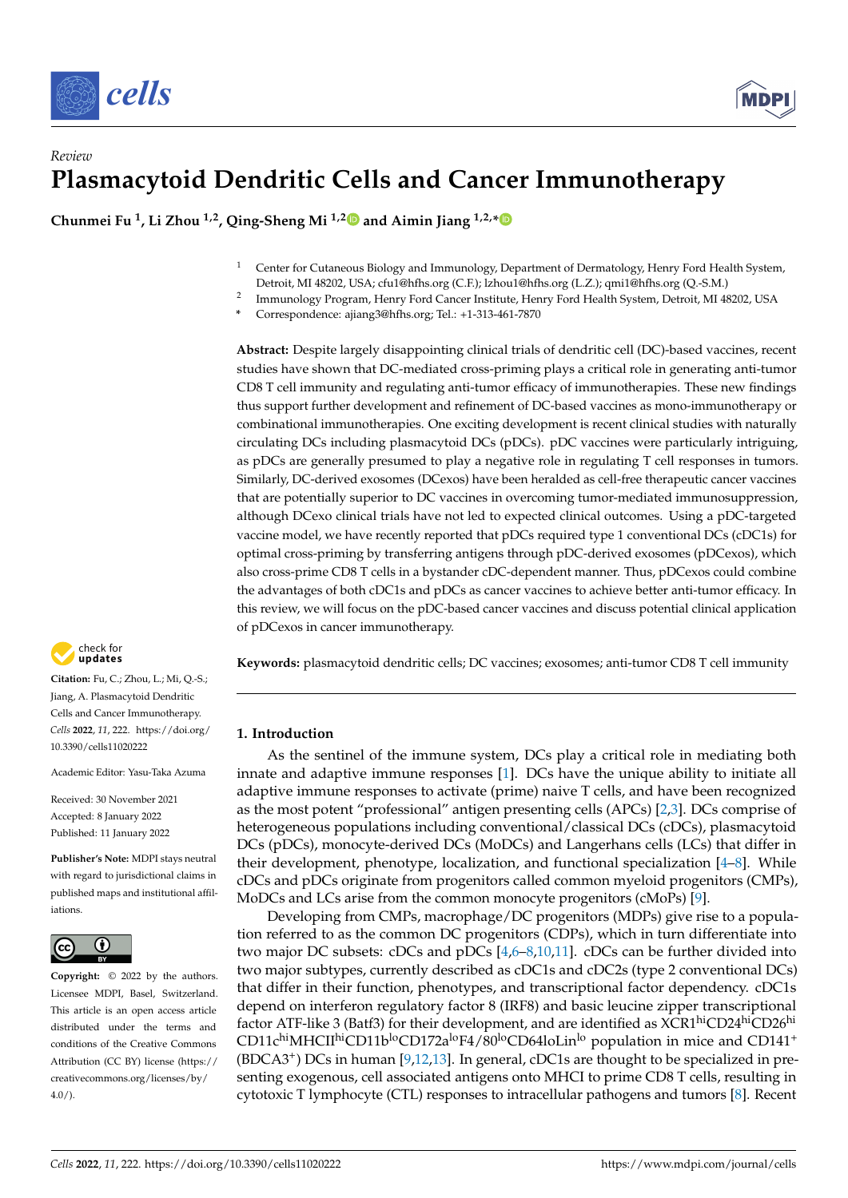# Review

# Plasmacytoid Dendritic Cells and Cancer Immunotherapy

**Chunmei Fu [1], Li Zhou [1,2], Qing-Sheng Mi [1,2] and Aimin Jiang [1,2,*]**

[1] Center for Cutaneous Biology and Immunology, Department of Dermatology, Henry Ford Health System, Detroit, MI 48202, USA; cfu1@hfhs.org (C.F.); lzhou1@hfhs.org (L.Z.); qmi1@hfhs.org (Q.-S.M.)

[2] Immunology Program, Henry Ford Cancer Institute, Henry Ford Health System, Detroit, MI 48202, USA

* Correspondence: ajiang3@hfhs.org; Tel.: +1-313-461-7870

**Abstract:** Despite largely disappointing clinical trials of dendritic cell (DC)-based vaccines, recent studies have shown that DC-mediated cross-priming plays a critical role in generating anti-tumor CD8 T cell immunity and regulating anti-tumor efficacy of immunotherapies. These new findings thus support further development and refinement of DC-based vaccines as mono-immunotherapy or combinational immunotherapies. One exciting development is recent clinical studies with naturally circulating DCs including plasmacytoid DCs (pDCs). pDC vaccines were particularly intriguing, as pDCs are generally presumed to play a negative role in regulating T cell responses in tumors. Similarly, DC-derived exosomes (DCexos) have been heralded as cell-free therapeutic cancer vaccines that are potentially superior to DC vaccines in overcoming tumor-mediated immunosuppression, although DCexo clinical trials have not led to expected clinical outcomes. Using a pDC-targeted vaccine model, we have recently reported that pDCs required type 1 conventional DCs (cDC1s) for optimal cross-priming by transferring antigens through pDC-derived exosomes (pDCexos), which also cross-prime CD8 T cells in a bystander cDC-dependent manner. Thus, pDCexos could combine the advantages of both cDC1s and pDCs as cancer vaccines to achieve better anti-tumor efficacy. In this review, we will focus on the pDC-based cancer vaccines and discuss potential clinical application of pDCexos in cancer immunotherapy.

**Keywords:** plasmacytoid dendritic cells; DC vaccines; exosomes; anti-tumor CD8 T cell immunity

**Citation:** Fu, C.; Zhou, L.; Mi, Q.-S.; Jiang, A. Plasmacytoid Dendritic Cells and Cancer Immunotherapy. *Cells* **2022**, *11*, 222. https://doi.org/10.3390/cells11020222

Academic Editor: Yasu-Taka Azuma

Received: 30 November 2021
Accepted: 8 January 2022
Published: 11 January 2022

**Publisher's Note:** MDPI stays neutral with regard to jurisdictional claims in published maps and institutional affiliations.

**Copyright:** © 2022 by the authors. Licensee MDPI, Basel, Switzerland. This article is an open access article distributed under the terms and conditions of the Creative Commons Attribution (CC BY) license (https://creativecommons.org/licenses/by/4.0/).

## 1. Introduction

As the sentinel of the immune system, DCs play a critical role in mediating both innate and adaptive immune responses [1]. DCs have the unique ability to initiate all adaptive immune responses to activate (prime) naive T cells, and have been recognized as the most potent "professional" antigen presenting cells (APCs) [2,3]. DCs comprise of heterogeneous populations including conventional/classical DCs (cDCs), plasmacytoid DCs (pDCs), monocyte-derived DCs (MoDCs) and Langerhans cells (LCs) that differ in their development, phenotype, localization, and functional specialization [4–8]. While cDCs and pDCs originate from progenitors called common myeloid progenitors (CMPs), MoDCs and LCs arise from the common monocyte progenitors (cMoPs) [9].

Developing from CMPs, macrophage/DC progenitors (MDPs) give rise to a population referred to as the common DC progenitors (CDPs), which in turn differentiate into two major DC subsets: cDCs and pDCs [4,6–8,10,11]. cDCs can be further divided into two major subtypes, currently described as cDC1s and cDC2s (type 2 conventional DCs) that differ in their function, phenotypes, and transcriptional factor dependency. cDC1s depend on interferon regulatory factor 8 (IRF8) and basic leucine zipper transcriptional factor ATF-like 3 (Batf3) for their development, and are identified as $XCR1^{hi}CD24^{hi}CD26^{hi}$ $CD11c^{hi}MHCII^{hi}CD11b^{lo}CD172a^{lo}F4/80^{lo}CD64^{lo}Lin^{lo}$ population in mice and $CD141^{+}$ ($BDCA3^{+}$) DCs in human [9,12,13]. In general, cDC1s are thought to be specialized in presenting exogenous, cell associated antigens onto MHCI to prime CD8 T cells, resulting in cytotoxic T lymphocyte (CTL) responses to intracellular pathogens and tumors [8]. Recent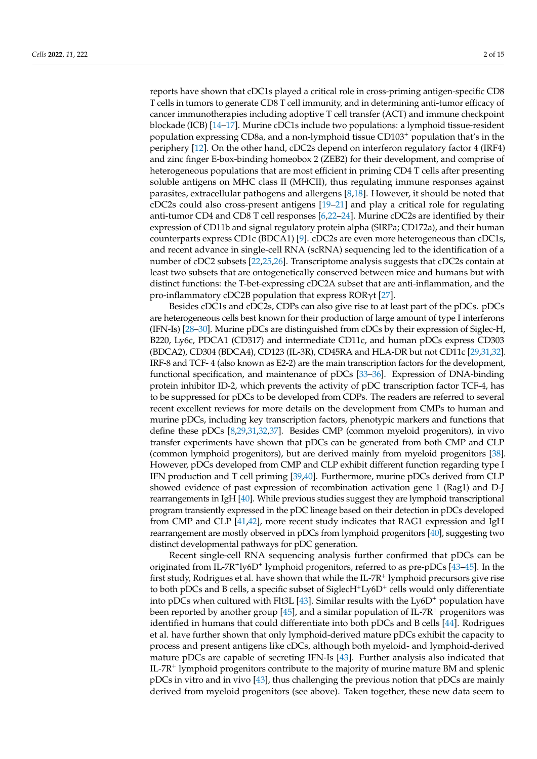reports have shown that cDC1s played a critical role in cross-priming antigen-specific CD8 T cells in tumors to generate CD8 T cell immunity, and in determining anti-tumor efficacy of cancer immunotherapies including adoptive T cell transfer (ACT) and immune checkpoint blockade (ICB) [14–17]. Murine cDC1s include two populations: a lymphoid tissue-resident population expressing CD8a, and a non-lymphoid tissue CD103$^+$ population that's in the periphery [12]. On the other hand, cDC2s depend on interferon regulatory factor 4 (IRF4) and zinc finger E-box-binding homeobox 2 (ZEB2) for their development, and comprise of heterogeneous populations that are most efficient in priming CD4 T cells after presenting soluble antigens on MHC class II (MHCII), thus regulating immune responses against parasites, extracellular pathogens and allergens [8,18]. However, it should be noted that cDC2s could also cross-present antigens [19–21] and play a critical role for regulating anti-tumor CD4 and CD8 T cell responses [6,22–24]. Murine cDC2s are identified by their expression of CD11b and signal regulatory protein alpha (SIRPa; CD172a), and their human counterparts express CD1c (BDCA1) [9]. cDC2s are even more heterogeneous than cDC1s, and recent advance in single-cell RNA (scRNA) sequencing led to the identification of a number of cDC2 subsets [22,25,26]. Transcriptome analysis suggests that cDC2s contain at least two subsets that are ontogenetically conserved between mice and humans but with distinct functions: the T-bet-expressing cDC2A subset that are anti-inflammation, and the pro-inflammatory cDC2B population that express RORγt [27].

Besides cDC1s and cDC2s, CDPs can also give rise to at least part of the pDCs. pDCs are heterogeneous cells best known for their production of large amount of type I interferons (IFN-Is) [28–30]. Murine pDCs are distinguished from cDCs by their expression of Siglec-H, B220, Ly6c, PDCA1 (CD317) and intermediate CD11c, and human pDCs express CD303 (BDCA2), CD304 (BDCA4), CD123 (IL-3R), CD45RA and HLA-DR but not CD11c [29,31,32]. IRF-8 and TCF- 4 (also known as E2-2) are the main transcription factors for the development, functional specification, and maintenance of pDCs [33–36]. Expression of DNA-binding protein inhibitor ID-2, which prevents the activity of pDC transcription factor TCF-4, has to be suppressed for pDCs to be developed from CDPs. The readers are referred to several recent excellent reviews for more details on the development from CMPs to human and murine pDCs, including key transcription factors, phenotypic markers and functions that define these pDCs [8,29,31,32,37]. Besides CMP (common myeloid progenitors), in vivo transfer experiments have shown that pDCs can be generated from both CMP and CLP (common lymphoid progenitors), but are derived mainly from myeloid progenitors [38]. However, pDCs developed from CMP and CLP exhibit different function regarding type I IFN production and T cell priming [39,40]. Furthermore, murine pDCs derived from CLP showed evidence of past expression of recombination activation gene 1 (Rag1) and D-J rearrangements in IgH [40]. While previous studies suggest they are lymphoid transcriptional program transiently expressed in the pDC lineage based on their detection in pDCs developed from CMP and CLP [41,42], more recent study indicates that RAG1 expression and IgH rearrangement are mostly observed in pDCs from lymphoid progenitors [40], suggesting two distinct developmental pathways for pDC generation.

Recent single-cell RNA sequencing analysis further confirmed that pDCs can be originated from IL-7R$^+$ly6D$^+$ lymphoid progenitors, referred to as pre-pDCs [43–45]. In the first study, Rodrigues et al. have shown that while the IL-7R$^+$ lymphoid precursors give rise to both pDCs and B cells, a specific subset of SiglecH$^+$Ly6D$^+$ cells would only differentiate into pDCs when cultured with Flt3L [43]. Similar results with the Ly6D$^+$ population have been reported by another group [45], and a similar population of IL-7R$^+$ progenitors was identified in humans that could differentiate into both pDCs and B cells [44]. Rodrigues et al. have further shown that only lymphoid-derived mature pDCs exhibit the capacity to process and present antigens like cDCs, although both myeloid- and lymphoid-derived mature pDCs are capable of secreting IFN-Is [43]. Further analysis also indicated that IL-7R$^+$ lymphoid progenitors contribute to the majority of murine mature BM and splenic pDCs in vitro and in vivo [43], thus challenging the previous notion that pDCs are mainly derived from myeloid progenitors (see above). Taken together, these new data seem to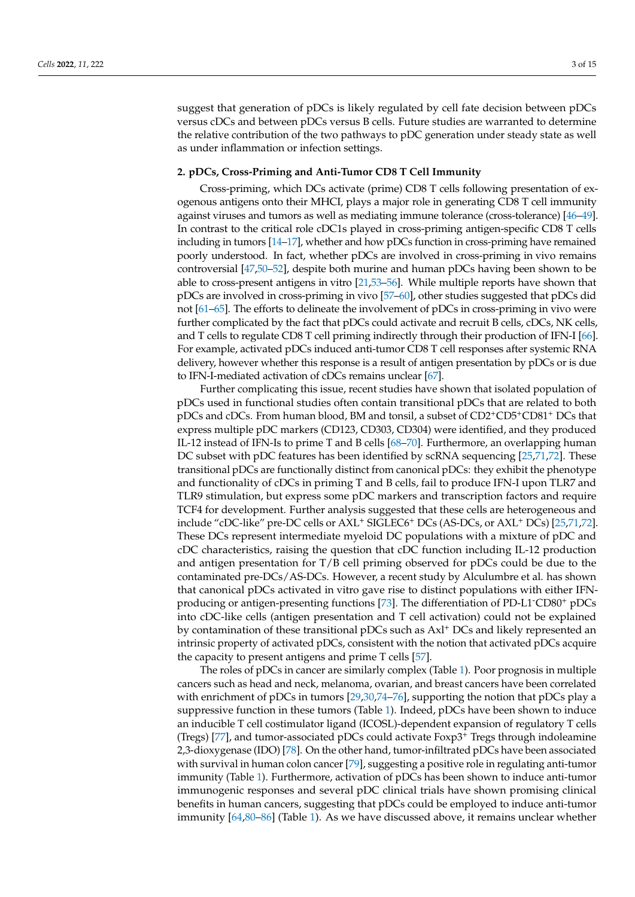suggest that generation of pDCs is likely regulated by cell fate decision between pDCs versus cDCs and between pDCs versus B cells. Future studies are warranted to determine the relative contribution of the two pathways to pDC generation under steady state as well as under inflammation or infection settings.

## 2. pDCs, Cross-Priming and Anti-Tumor CD8 T Cell Immunity

Cross-priming, which DCs activate (prime) CD8 T cells following presentation of exogenous antigens onto their MHCI, plays a major role in generating CD8 T cell immunity against viruses and tumors as well as mediating immune tolerance (cross-tolerance) [46–49]. In contrast to the critical role cDC1s played in cross-priming antigen-specific CD8 T cells including in tumors [14–17], whether and how pDCs function in cross-priming have remained poorly understood. In fact, whether pDCs are involved in cross-priming in vivo remains controversial [47,50–52], despite both murine and human pDCs having been shown to be able to cross-present antigens in vitro [21,53–56]. While multiple reports have shown that pDCs are involved in cross-priming in vivo [57–60], other studies suggested that pDCs did not [61–65]. The efforts to delineate the involvement of pDCs in cross-priming in vivo were further complicated by the fact that pDCs could activate and recruit B cells, cDCs, NK cells, and T cells to regulate CD8 T cell priming indirectly through their production of IFN-I [66]. For example, activated pDCs induced anti-tumor CD8 T cell responses after systemic RNA delivery, however whether this response is a result of antigen presentation by pDCs or is due to IFN-I-mediated activation of cDCs remains unclear [67].

Further complicating this issue, recent studies have shown that isolated population of pDCs used in functional studies often contain transitional pDCs that are related to both pDCs and cDCs. From human blood, BM and tonsil, a subset of $CD2^+CD5^+CD81^+$ DCs that express multiple pDC markers (CD123, CD303, CD304) were identified, and they produced IL-12 instead of IFN-Is to prime T and B cells [68–70]. Furthermore, an overlapping human DC subset with pDC features has been identified by scRNA sequencing [25,71,72]. These transitional pDCs are functionally distinct from canonical pDCs: they exhibit the phenotype and functionality of cDCs in priming T and B cells, fail to produce IFN-I upon TLR7 and TLR9 stimulation, but express some pDC markers and transcription factors and require TCF4 for development. Further analysis suggested that these cells are heterogeneous and include "cDC-like" pre-DC cells or $AXL^+$ $SIGLEC6^+$ DCs (AS-DCs, or $AXL^+$ DCs) [25,71,72]. These DCs represent intermediate myeloid DC populations with a mixture of pDC and cDC characteristics, raising the question that cDC function including IL-12 production and antigen presentation for T/B cell priming observed for pDCs could be due to the contaminated pre-DCs/AS-DCs. However, a recent study by Alculumbre et al. has shown that canonical pDCs activated in vitro gave rise to distinct populations with either IFN-producing or antigen-presenting functions [73]. The differentiation of $PD\text{-}L1^-CD80^+$ pDCs into cDC-like cells (antigen presentation and T cell activation) could not be explained by contamination of these transitional pDCs such as $Axl^+$ DCs and likely represented an intrinsic property of activated pDCs, consistent with the notion that activated pDCs acquire the capacity to present antigens and prime T cells [57].

The roles of pDCs in cancer are similarly complex (Table 1). Poor prognosis in multiple cancers such as head and neck, melanoma, ovarian, and breast cancers have been correlated with enrichment of pDCs in tumors [29,30,74–76], supporting the notion that pDCs play a suppressive function in these tumors (Table 1). Indeed, pDCs have been shown to induce an inducible T cell costimulator ligand (ICOSL)-dependent expansion of regulatory T cells (Tregs) [77], and tumor-associated pDCs could activate $Foxp3^+$ Tregs through indoleamine 2,3-dioxygenase (IDO) [78]. On the other hand, tumor-infiltrated pDCs have been associated with survival in human colon cancer [79], suggesting a positive role in regulating anti-tumor immunity (Table 1). Furthermore, activation of pDCs has been shown to induce anti-tumor immunogenic responses and several pDC clinical trials have shown promising clinical benefits in human cancers, suggesting that pDCs could be employed to induce anti-tumor immunity [64,80–86] (Table 1). As we have discussed above, it remains unclear whether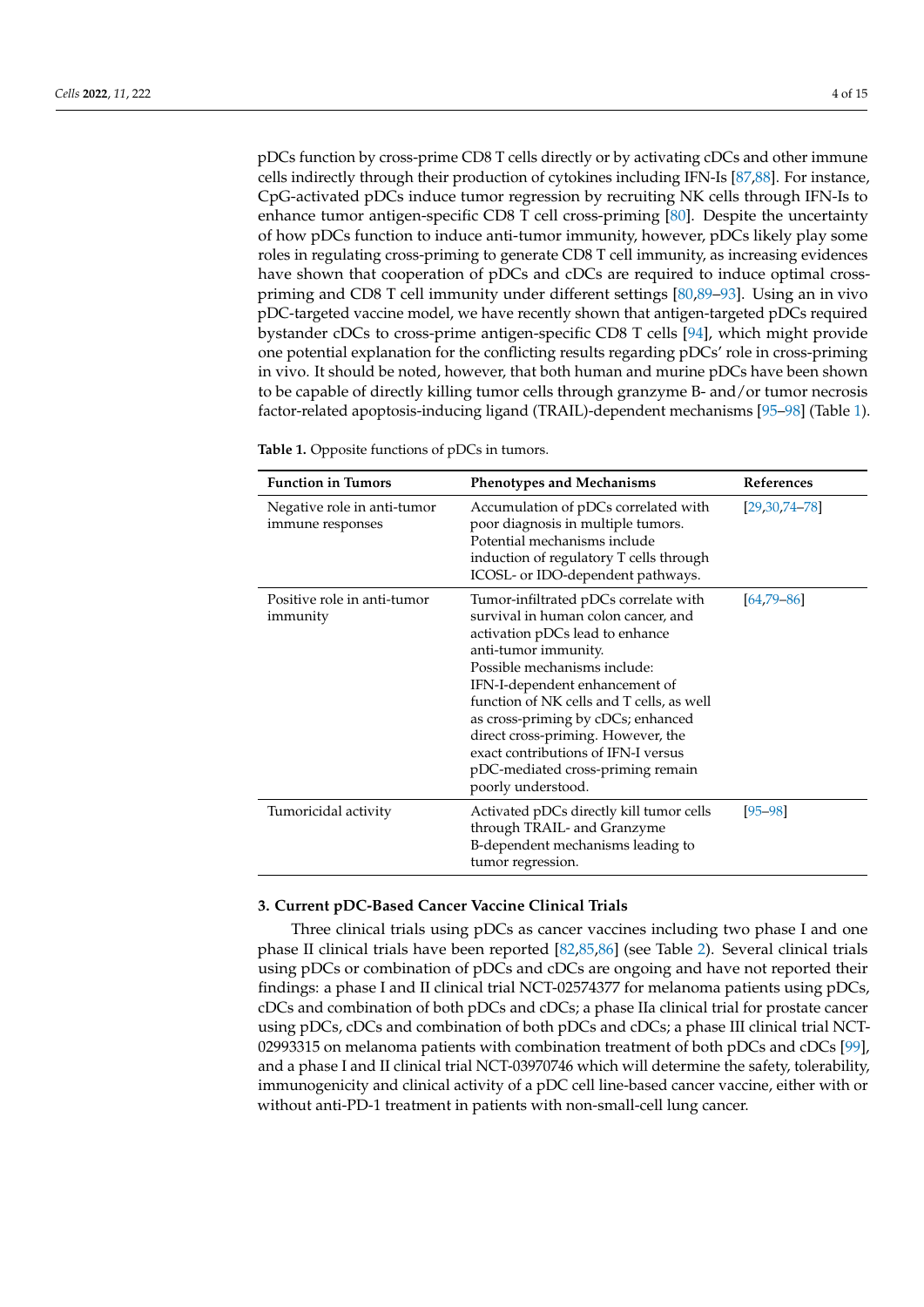pDCs function by cross-prime CD8 T cells directly or by activating cDCs and other immune cells indirectly through their production of cytokines including IFN-Is [87,88]. For instance, CpG-activated pDCs induce tumor regression by recruiting NK cells through IFN-Is to enhance tumor antigen-specific CD8 T cell cross-priming [80]. Despite the uncertainty of how pDCs function to induce anti-tumor immunity, however, pDCs likely play some roles in regulating cross-priming to generate CD8 T cell immunity, as increasing evidences have shown that cooperation of pDCs and cDCs are required to induce optimal cross-priming and CD8 T cell immunity under different settings [80,89–93]. Using an in vivo pDC-targeted vaccine model, we have recently shown that antigen-targeted pDCs required bystander cDCs to cross-prime antigen-specific CD8 T cells [94], which might provide one potential explanation for the conflicting results regarding pDCs' role in cross-priming in vivo. It should be noted, however, that both human and murine pDCs have been shown to be capable of directly killing tumor cells through granzyme B- and/or tumor necrosis factor-related apoptosis-inducing ligand (TRAIL)-dependent mechanisms [95–98] (Table 1).

**Table 1.** Opposite functions of pDCs in tumors.

| Function in Tumors | Phenotypes and Mechanisms | References |
|---|---|---|
| Negative role in anti-tumor immune responses | Accumulation of pDCs correlated with poor diagnosis in multiple tumors. Potential mechanisms include induction of regulatory T cells through ICOSL- or IDO-dependent pathways. | [29,30,74–78] |
| Positive role in anti-tumor immunity | Tumor-infiltrated pDCs correlate with survival in human colon cancer, and activation pDCs lead to enhance anti-tumor immunity. Possible mechanisms include: IFN-I-dependent enhancement of function of NK cells and T cells, as well as cross-priming by cDCs; enhanced direct cross-priming. However, the exact contributions of IFN-I versus pDC-mediated cross-priming remain poorly understood. | [64,79–86] |
| Tumoricidal activity | Activated pDCs directly kill tumor cells through TRAIL- and Granzyme B-dependent mechanisms leading to tumor regression. | [95–98] |

## 3. Current pDC-Based Cancer Vaccine Clinical Trials

Three clinical trials using pDCs as cancer vaccines including two phase I and one phase II clinical trials have been reported [82,85,86] (see Table 2). Several clinical trials using pDCs or combination of pDCs and cDCs are ongoing and have not reported their findings: a phase I and II clinical trial NCT-02574377 for melanoma patients using pDCs, cDCs and combination of both pDCs and cDCs; a phase IIa clinical trial for prostate cancer using pDCs, cDCs and combination of both pDCs and cDCs; a phase III clinical trial NCT-02993315 on melanoma patients with combination treatment of both pDCs and cDCs [99], and a phase I and II clinical trial NCT-03970746 which will determine the safety, tolerability, immunogenicity and clinical activity of a pDC cell line-based cancer vaccine, either with or without anti-PD-1 treatment in patients with non-small-cell lung cancer.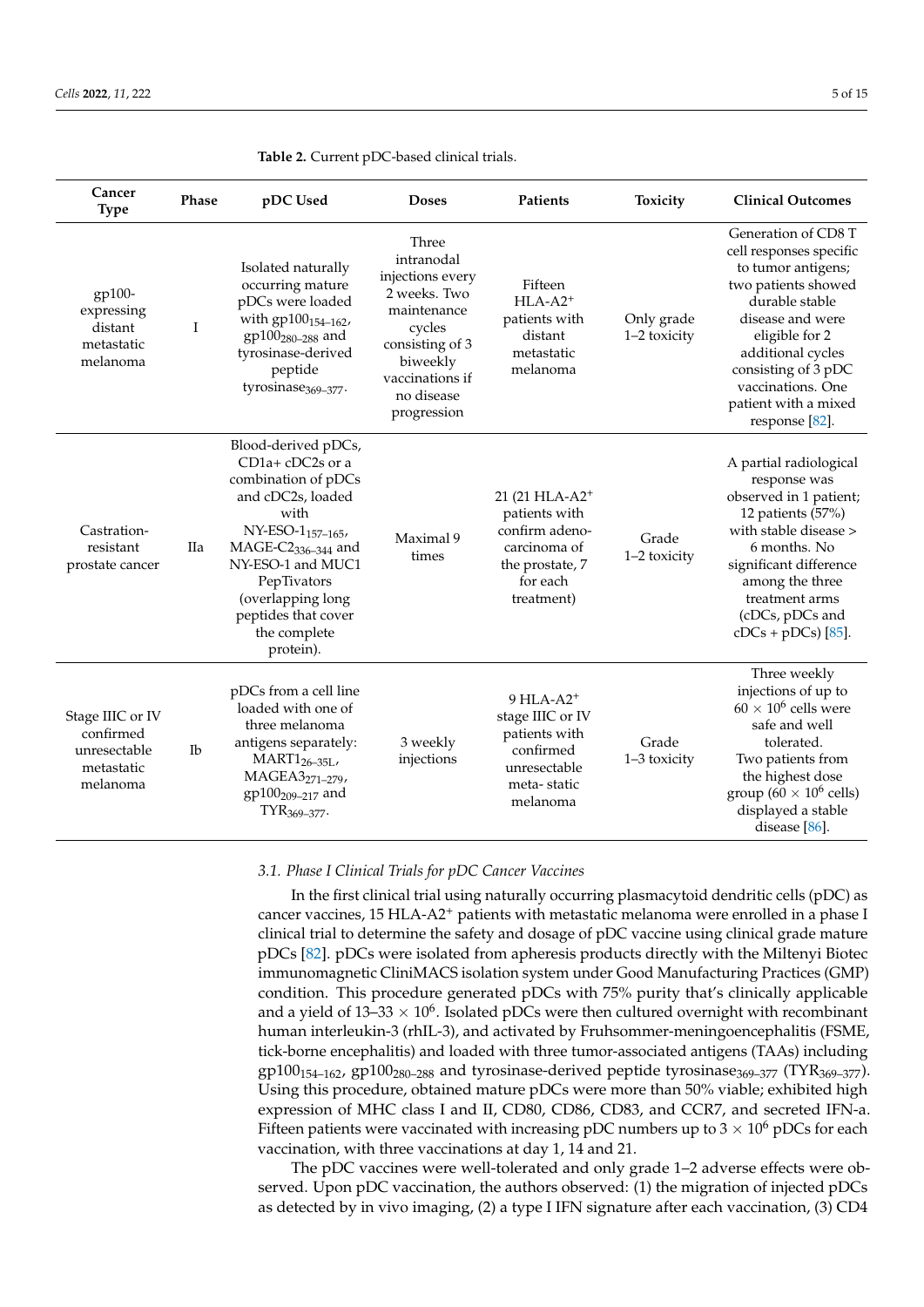Table 2. Current pDC-based clinical trials.

| Cancer Type | Phase | pDC Used | Doses | Patients | Toxicity | Clinical Outcomes |
|---|---|---|---|---|---|---|
| gp100-expressing distant metastatic melanoma | I | Isolated naturally occurring mature pDCs were loaded with $gp100_{154–162}$, $gp100_{280–288}$ and tyrosinase-derived peptide $tyrosinase_{369–377}$. | Three intranodal injections every 2 weeks. Two maintenance cycles consisting of 3 biweekly vaccinations if no disease progression | Fifteen HLA-$A2^+$ patients with distant metastatic melanoma | Only grade 1–2 toxicity | Generation of CD8 T cell responses specific to tumor antigens; two patients showed durable stable disease and were eligible for 2 additional cycles consisting of 3 pDC vaccinations. One patient with a mixed response [82]. |
| Castration-resistant prostate cancer | IIa | Blood-derived pDCs, CD1a+ cDC2s or a combination of pDCs and cDC2s, loaded with NY-ESO-$1_{157–165}$, MAGE-$C2_{336–344}$ and NY-ESO-1 and MUC1 PepTivators (overlapping long peptides that cover the complete protein). | Maximal 9 times | 21 (21 HLA-$A2^+$ patients with confirm adeno-carcinoma of the prostate, 7 for each treatment) | Grade 1–2 toxicity | A partial radiological response was observed in 1 patient; 12 patients (57%) with stable disease > 6 months. No significant difference among the three treatment arms (cDCs, pDCs and cDCs + pDCs) [85]. |
| Stage IIIC or IV confirmed unresectable metastatic melanoma | Ib | pDCs from a cell line loaded with one of three melanoma antigens separately: $MART1_{26–35L}$, $MAGEA3_{271–279}$, $gp100_{209–217}$ and $TYR_{369–377}$. | 3 weekly injections | 9 HLA-$A2^+$ stage IIIC or IV patients with confirmed unresectable meta- static melanoma | Grade 1–3 toxicity | Three weekly injections of up to $60 \times 10^6$ cells were safe and well tolerated. Two patients from the highest dose group ($60 \times 10^6$ cells) displayed a stable disease [86]. |

### 3.1. Phase I Clinical Trials for pDC Cancer Vaccines

In the first clinical trial using naturally occurring plasmacytoid dendritic cells (pDC) as cancer vaccines, 15 HLA-$A2^+$ patients with metastatic melanoma were enrolled in a phase I clinical trial to determine the safety and dosage of pDC vaccine using clinical grade mature pDCs [82]. pDCs were isolated from apheresis products directly with the Miltenyi Biotec immunomagnetic CliniMACS isolation system under Good Manufacturing Practices (GMP) condition. This procedure generated pDCs with 75% purity that's clinically applicable and a yield of 13–33 $\times$ $10^6$. Isolated pDCs were then cultured overnight with recombinant human interleukin-3 (rhIL-3), and activated by Fruhsommer-meningoencephalitis (FSME, tick-borne encephalitis) and loaded with three tumor-associated antigens (TAAs) including $gp100_{154–162}$, $gp100_{280–288}$ and tyrosinase-derived peptide $tyrosinase_{369–377}$ ($TYR_{369–377}$). Using this procedure, obtained mature pDCs were more than 50% viable; exhibited high expression of MHC class I and II, CD80, CD86, CD83, and CCR7, and secreted IFN-a. Fifteen patients were vaccinated with increasing pDC numbers up to $3 \times 10^6$ pDCs for each vaccination, with three vaccinations at day 1, 14 and 21.

The pDC vaccines were well-tolerated and only grade 1–2 adverse effects were observed. Upon pDC vaccination, the authors observed: (1) the migration of injected pDCs as detected by in vivo imaging, (2) a type I IFN signature after each vaccination, (3) CD4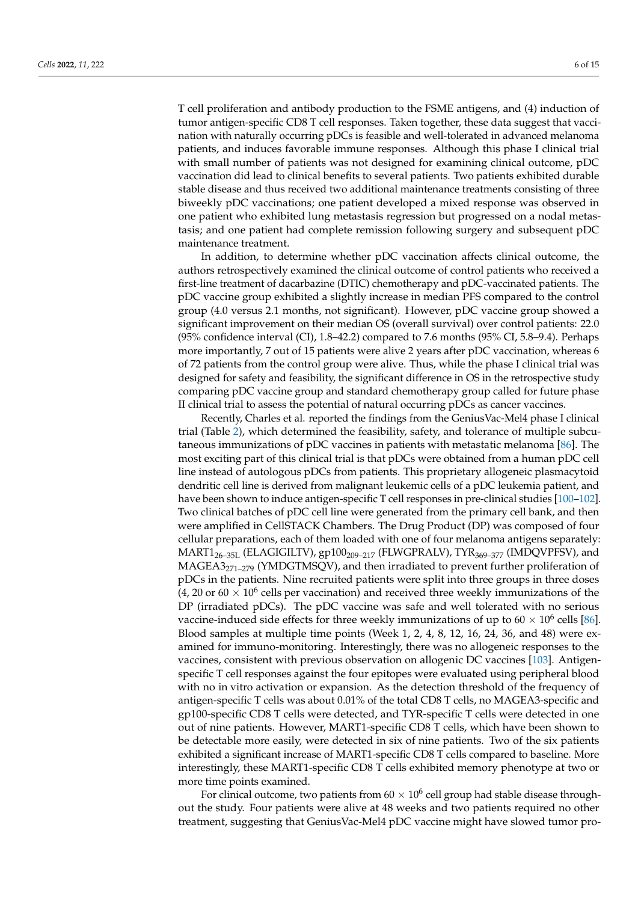T cell proliferation and antibody production to the FSME antigens, and (4) induction of tumor antigen-specific CD8 T cell responses. Taken together, these data suggest that vaccination with naturally occurring pDCs is feasible and well-tolerated in advanced melanoma patients, and induces favorable immune responses. Although this phase I clinical trial with small number of patients was not designed for examining clinical outcome, pDC vaccination did lead to clinical benefits to several patients. Two patients exhibited durable stable disease and thus received two additional maintenance treatments consisting of three biweekly pDC vaccinations; one patient developed a mixed response was observed in one patient who exhibited lung metastasis regression but progressed on a nodal metastasis; and one patient had complete remission following surgery and subsequent pDC maintenance treatment.

In addition, to determine whether pDC vaccination affects clinical outcome, the authors retrospectively examined the clinical outcome of control patients who received a first-line treatment of dacarbazine (DTIC) chemotherapy and pDC-vaccinated patients. The pDC vaccine group exhibited a slightly increase in median PFS compared to the control group (4.0 versus 2.1 months, not significant). However, pDC vaccine group showed a significant improvement on their median OS (overall survival) over control patients: 22.0 (95% confidence interval (CI), 1.8–42.2) compared to 7.6 months (95% CI, 5.8–9.4). Perhaps more importantly, 7 out of 15 patients were alive 2 years after pDC vaccination, whereas 6 of 72 patients from the control group were alive. Thus, while the phase I clinical trial was designed for safety and feasibility, the significant difference in OS in the retrospective study comparing pDC vaccine group and standard chemotherapy group called for future phase II clinical trial to assess the potential of natural occurring pDCs as cancer vaccines.

Recently, Charles et al. reported the findings from the GeniusVac-Mel4 phase I clinical trial (Table 2), which determined the feasibility, safety, and tolerance of multiple subcutaneous immunizations of pDC vaccines in patients with metastatic melanoma [86]. The most exciting part of this clinical trial is that pDCs were obtained from a human pDC cell line instead of autologous pDCs from patients. This proprietary allogeneic plasmacytoid dendritic cell line is derived from malignant leukemic cells of a pDC leukemia patient, and have been shown to induce antigen-specific T cell responses in pre-clinical studies [100–102]. Two clinical batches of pDC cell line were generated from the primary cell bank, and then were amplified in CellSTACK Chambers. The Drug Product (DP) was composed of four cellular preparations, each of them loaded with one of four melanoma antigens separately: $\text{MART1}_{26\text{–}35\text{L}}$ (ELAGIGILTV), $\text{gp100}_{209\text{–}217}$ (FLWGPRALV), $\text{TYR}_{369\text{–}377}$ (IMDQVPFSV), and $\text{MAGEA3}_{271\text{–}279}$ (YMDGTMSQV), and then irradiated to prevent further proliferation of pDCs in the patients. Nine recruited patients were split into three groups in three doses (4, 20 or $60 \times 10^6$ cells per vaccination) and received three weekly immunizations of the DP (irradiated pDCs). The pDC vaccine was safe and well tolerated with no serious vaccine-induced side effects for three weekly immunizations of up to $60 \times 10^6$ cells [86]. Blood samples at multiple time points (Week 1, 2, 4, 8, 12, 16, 24, 36, and 48) were examined for immuno-monitoring. Interestingly, there was no allogeneic responses to the vaccines, consistent with previous observation on allogenic DC vaccines [103]. Antigen-specific T cell responses against the four epitopes were evaluated using peripheral blood with no in vitro activation or expansion. As the detection threshold of the frequency of antigen-specific T cells was about 0.01% of the total CD8 T cells, no MAGEA3-specific and gp100-specific CD8 T cells were detected, and TYR-specific T cells were detected in one out of nine patients. However, MART1-specific CD8 T cells, which have been shown to be detectable more easily, were detected in six of nine patients. Two of the six patients exhibited a significant increase of MART1-specific CD8 T cells compared to baseline. More interestingly, these MART1-specific CD8 T cells exhibited memory phenotype at two or more time points examined.

For clinical outcome, two patients from $60 \times 10^6$ cell group had stable disease throughout the study. Four patients were alive at 48 weeks and two patients required no other treatment, suggesting that GeniusVac-Mel4 pDC vaccine might have slowed tumor pro-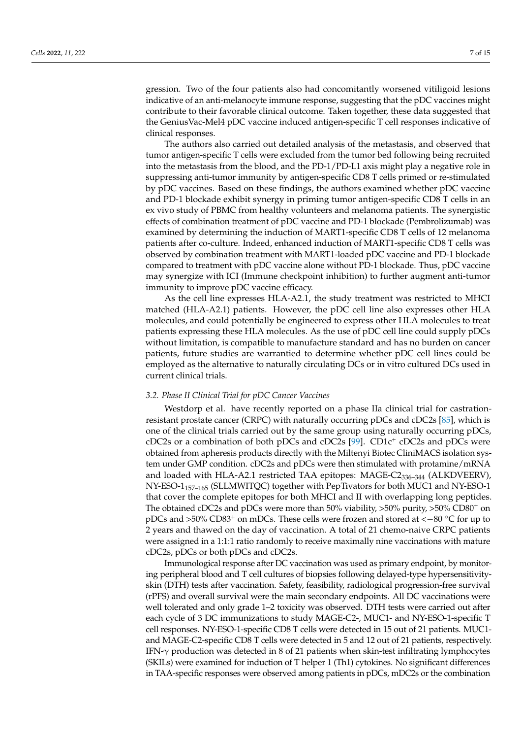gression. Two of the four patients also had concomitantly worsened vitiligoid lesions indicative of an anti-melanocyte immune response, suggesting that the pDC vaccines might contribute to their favorable clinical outcome. Taken together, these data suggested that the GeniusVac-Mel4 pDC vaccine induced antigen-specific T cell responses indicative of clinical responses.

The authors also carried out detailed analysis of the metastasis, and observed that tumor antigen-specific T cells were excluded from the tumor bed following being recruited into the metastasis from the blood, and the PD-1/PD-L1 axis might play a negative role in suppressing anti-tumor immunity by antigen-specific CD8 T cells primed or re-stimulated by pDC vaccines. Based on these findings, the authors examined whether pDC vaccine and PD-1 blockade exhibit synergy in priming tumor antigen-specific CD8 T cells in an ex vivo study of PBMC from healthy volunteers and melanoma patients. The synergistic effects of combination treatment of pDC vaccine and PD-1 blockade (Pembrolizumab) was examined by determining the induction of MART1-specific CD8 T cells of 12 melanoma patients after co-culture. Indeed, enhanced induction of MART1-specific CD8 T cells was observed by combination treatment with MART1-loaded pDC vaccine and PD-1 blockade compared to treatment with pDC vaccine alone without PD-1 blockade. Thus, pDC vaccine may synergize with ICI (Immune checkpoint inhibition) to further augment anti-tumor immunity to improve pDC vaccine efficacy.

As the cell line expresses HLA-A2.1, the study treatment was restricted to MHCI matched (HLA-A2.1) patients. However, the pDC cell line also expresses other HLA molecules, and could potentially be engineered to express other HLA molecules to treat patients expressing these HLA molecules. As the use of pDC cell line could supply pDCs without limitation, is compatible to manufacture standard and has no burden on cancer patients, future studies are warrantied to determine whether pDC cell lines could be employed as the alternative to naturally circulating DCs or in vitro cultured DCs used in current clinical trials.

### 3.2. Phase II Clinical Trial for pDC Cancer Vaccines

Westdorp et al. have recently reported on a phase IIa clinical trial for castration-resistant prostate cancer (CRPC) with naturally occurring pDCs and cDC2s [85], which is one of the clinical trials carried out by the same group using naturally occurring pDCs, cDC2s or a combination of both pDCs and cDC2s [99]. CD1c$^+$ cDC2s and pDCs were obtained from apheresis products directly with the Miltenyi Biotec CliniMACS isolation system under GMP condition. cDC2s and pDCs were then stimulated with protamine/mRNA and loaded with HLA-A2.1 restricted TAA epitopes: MAGE-C2$_{336–344}$ (ALKDVEERV), NY-ESO-1$_{157–165}$ (SLLMWITQC) together with PepTivators for both MUC1 and NY-ESO-1 that cover the complete epitopes for both MHCI and II with overlapping long peptides. The obtained cDC2s and pDCs were more than 50% viability, >50% purity, >50% CD80$^+$ on pDCs and >50% CD83$^+$ on mDCs. These cells were frozen and stored at <−80 °C for up to 2 years and thawed on the day of vaccination. A total of 21 chemo-naive CRPC patients were assigned in a 1:1:1 ratio randomly to receive maximally nine vaccinations with mature cDC2s, pDCs or both pDCs and cDC2s.

Immunological response after DC vaccination was used as primary endpoint, by monitoring peripheral blood and T cell cultures of biopsies following delayed-type hypersensitivity-skin (DTH) tests after vaccination. Safety, feasibility, radiological progression-free survival (rPFS) and overall survival were the main secondary endpoints. All DC vaccinations were well tolerated and only grade 1–2 toxicity was observed. DTH tests were carried out after each cycle of 3 DC immunizations to study MAGE-C2-, MUC1- and NY-ESO-1-specific T cell responses. NY-ESO-1-specific CD8 T cells were detected in 15 out of 21 patients. MUC1- and MAGE-C2-specific CD8 T cells were detected in 5 and 12 out of 21 patients, respectively. IFN-γ production was detected in 8 of 21 patients when skin-test infiltrating lymphocytes (SKILs) were examined for induction of T helper 1 (Th1) cytokines. No significant differences in TAA-specific responses were observed among patients in pDCs, mDC2s or the combination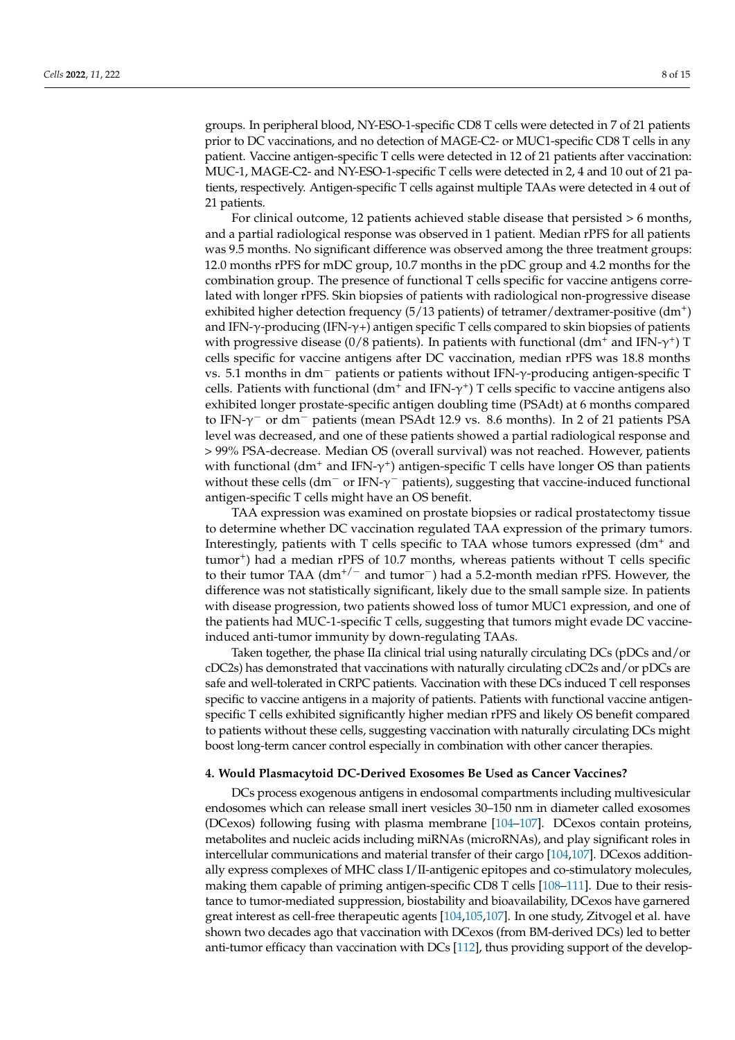groups. In peripheral blood, NY-ESO-1-specific CD8 T cells were detected in 7 of 21 patients prior to DC vaccinations, and no detection of MAGE-C2- or MUC1-specific CD8 T cells in any patient. Vaccine antigen-specific T cells were detected in 12 of 21 patients after vaccination: MUC-1, MAGE-C2- and NY-ESO-1-specific T cells were detected in 2, 4 and 10 out of 21 patients, respectively. Antigen-specific T cells against multiple TAAs were detected in 4 out of 21 patients.

For clinical outcome, 12 patients achieved stable disease that persisted > 6 months, and a partial radiological response was observed in 1 patient. Median rPFS for all patients was 9.5 months. No significant difference was observed among the three treatment groups: 12.0 months rPFS for mDC group, 10.7 months in the pDC group and 4.2 months for the combination group. The presence of functional T cells specific for vaccine antigens correlated with longer rPFS. Skin biopsies of patients with radiological non-progressive disease exhibited higher detection frequency (5/13 patients) of tetramer/dextramer-positive ($dm^+$) and IFN-$\gamma$-producing (IFN-$\gamma$+) antigen specific T cells compared to skin biopsies of patients with progressive disease (0/8 patients). In patients with functional ($dm^+$ and IFN-$\gamma^+$) T cells specific for vaccine antigens after DC vaccination, median rPFS was 18.8 months vs. 5.1 months in $dm^-$ patients or patients without IFN-$\gamma$-producing antigen-specific T cells. Patients with functional ($dm^+$ and IFN-$\gamma^+$) T cells specific to vaccine antigens also exhibited longer prostate-specific antigen doubling time (PSAdt) at 6 months compared to IFN-$\gamma^-$ or $dm^-$ patients (mean PSAdt 12.9 vs. 8.6 months). In 2 of 21 patients PSA level was decreased, and one of these patients showed a partial radiological response and > 99% PSA-decrease. Median OS (overall survival) was not reached. However, patients with functional ($dm^+$ and IFN-$\gamma^+$) antigen-specific T cells have longer OS than patients without these cells ($dm^-$ or IFN-$\gamma^-$ patients), suggesting that vaccine-induced functional antigen-specific T cells might have an OS benefit.

TAA expression was examined on prostate biopsies or radical prostatectomy tissue to determine whether DC vaccination regulated TAA expression of the primary tumors. Interestingly, patients with T cells specific to TAA whose tumors expressed ($dm^+$ and $tumor^+$) had a median rPFS of 10.7 months, whereas patients without T cells specific to their tumor TAA ($dm^{+/-}$ and $tumor^-$) had a 5.2-month median rPFS. However, the difference was not statistically significant, likely due to the small sample size. In patients with disease progression, two patients showed loss of tumor MUC1 expression, and one of the patients had MUC-1-specific T cells, suggesting that tumors might evade DC vaccine-induced anti-tumor immunity by down-regulating TAAs.

Taken together, the phase IIa clinical trial using naturally circulating DCs (pDCs and/or cDC2s) has demonstrated that vaccinations with naturally circulating cDC2s and/or pDCs are safe and well-tolerated in CRPC patients. Vaccination with these DCs induced T cell responses specific to vaccine antigens in a majority of patients. Patients with functional vaccine antigen-specific T cells exhibited significantly higher median rPFS and likely OS benefit compared to patients without these cells, suggesting vaccination with naturally circulating DCs might boost long-term cancer control especially in combination with other cancer therapies.

## 4. Would Plasmacytoid DC-Derived Exosomes Be Used as Cancer Vaccines?

DCs process exogenous antigens in endosomal compartments including multivesicular endosomes which can release small inert vesicles 30–150 nm in diameter called exosomes (DCexos) following fusing with plasma membrane [104–107]. DCexos contain proteins, metabolites and nucleic acids including miRNAs (microRNAs), and play significant roles in intercellular communications and material transfer of their cargo [104,107]. DCexos additionally express complexes of MHC class I/II-antigenic epitopes and co-stimulatory molecules, making them capable of priming antigen-specific CD8 T cells [108–111]. Due to their resistance to tumor-mediated suppression, biostability and bioavailability, DCexos have garnered great interest as cell-free therapeutic agents [104,105,107]. In one study, Zitvogel et al. have shown two decades ago that vaccination with DCexos (from BM-derived DCs) led to better anti-tumor efficacy than vaccination with DCs [112], thus providing support of the develop-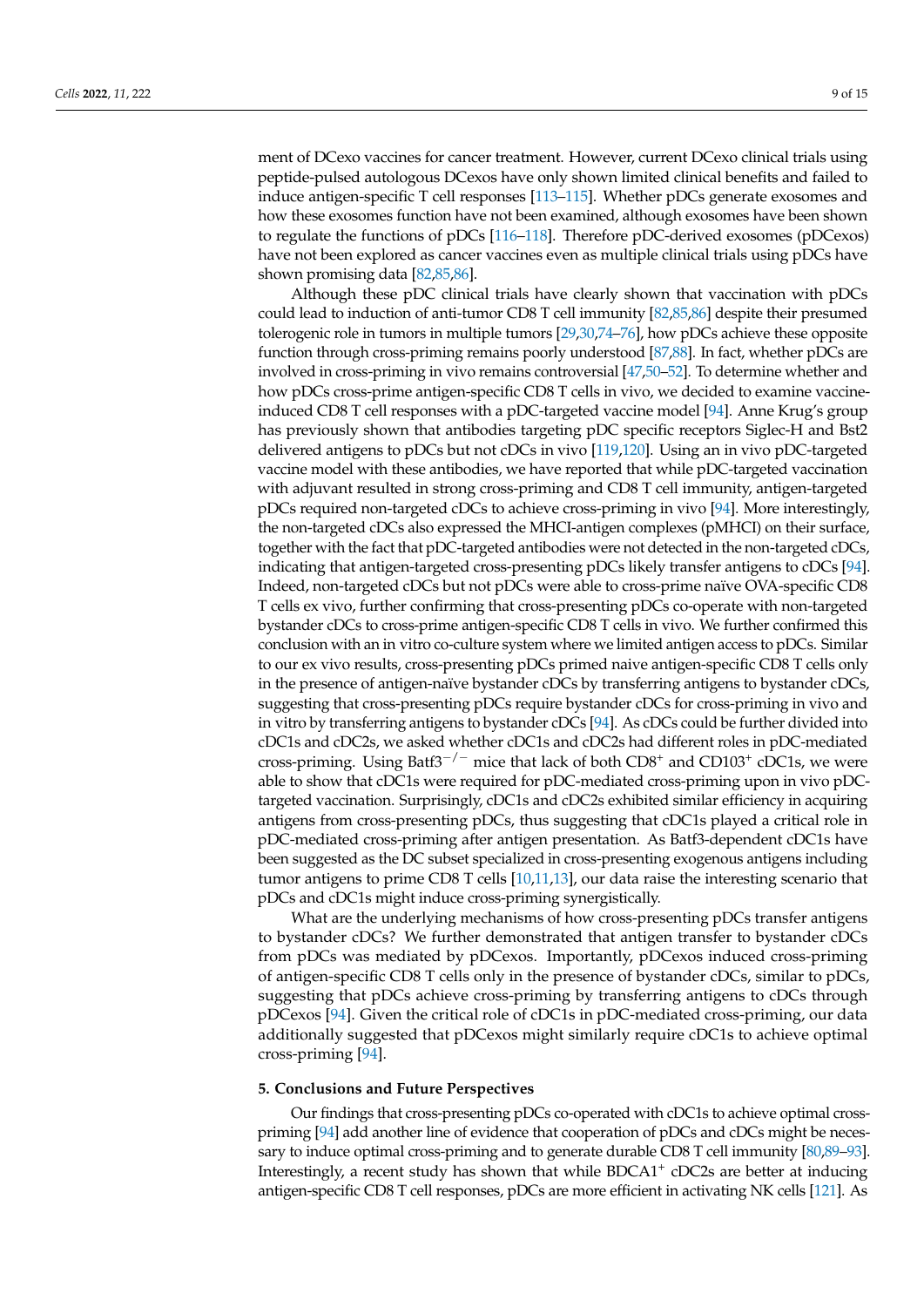ment of DCexo vaccines for cancer treatment. However, current DCexo clinical trials using peptide-pulsed autologous DCexos have only shown limited clinical benefits and failed to induce antigen-specific T cell responses [113–115]. Whether pDCs generate exosomes and how these exosomes function have not been examined, although exosomes have been shown to regulate the functions of pDCs [116–118]. Therefore pDC-derived exosomes (pDCexos) have not been explored as cancer vaccines even as multiple clinical trials using pDCs have shown promising data [82,85,86].

Although these pDC clinical trials have clearly shown that vaccination with pDCs could lead to induction of anti-tumor CD8 T cell immunity [82,85,86] despite their presumed tolerogenic role in tumors in multiple tumors [29,30,74–76], how pDCs achieve these opposite function through cross-priming remains poorly understood [87,88]. In fact, whether pDCs are involved in cross-priming in vivo remains controversial [47,50–52]. To determine whether and how pDCs cross-prime antigen-specific CD8 T cells in vivo, we decided to examine vaccine-induced CD8 T cell responses with a pDC-targeted vaccine model [94]. Anne Krug's group has previously shown that antibodies targeting pDC specific receptors Siglec-H and Bst2 delivered antigens to pDCs but not cDCs in vivo [119,120]. Using an in vivo pDC-targeted vaccine model with these antibodies, we have reported that while pDC-targeted vaccination with adjuvant resulted in strong cross-priming and CD8 T cell immunity, antigen-targeted pDCs required non-targeted cDCs to achieve cross-priming in vivo [94]. More interestingly, the non-targeted cDCs also expressed the MHCI-antigen complexes (pMHCI) on their surface, together with the fact that pDC-targeted antibodies were not detected in the non-targeted cDCs, indicating that antigen-targeted cross-presenting pDCs likely transfer antigens to cDCs [94]. Indeed, non-targeted cDCs but not pDCs were able to cross-prime naïve OVA-specific CD8 T cells ex vivo, further confirming that cross-presenting pDCs co-operate with non-targeted bystander cDCs to cross-prime antigen-specific CD8 T cells in vivo. We further confirmed this conclusion with an in vitro co-culture system where we limited antigen access to pDCs. Similar to our ex vivo results, cross-presenting pDCs primed naive antigen-specific CD8 T cells only in the presence of antigen-naïve bystander cDCs by transferring antigens to bystander cDCs, suggesting that cross-presenting pDCs require bystander cDCs for cross-priming in vivo and in vitro by transferring antigens to bystander cDCs [94]. As cDCs could be further divided into cDC1s and cDC2s, we asked whether cDC1s and cDC2s had different roles in pDC-mediated cross-priming. Using Batf3$^{-/-}$ mice that lack of both CD8$^{+}$ and CD103$^{+}$ cDC1s, we were able to show that cDC1s were required for pDC-mediated cross-priming upon in vivo pDC-targeted vaccination. Surprisingly, cDC1s and cDC2s exhibited similar efficiency in acquiring antigens from cross-presenting pDCs, thus suggesting that cDC1s played a critical role in pDC-mediated cross-priming after antigen presentation. As Batf3-dependent cDC1s have been suggested as the DC subset specialized in cross-presenting exogenous antigens including tumor antigens to prime CD8 T cells [10,11,13], our data raise the interesting scenario that pDCs and cDC1s might induce cross-priming synergistically.

What are the underlying mechanisms of how cross-presenting pDCs transfer antigens to bystander cDCs? We further demonstrated that antigen transfer to bystander cDCs from pDCs was mediated by pDCexos. Importantly, pDCexos induced cross-priming of antigen-specific CD8 T cells only in the presence of bystander cDCs, similar to pDCs, suggesting that pDCs achieve cross-priming by transferring antigens to cDCs through pDCexos [94]. Given the critical role of cDC1s in pDC-mediated cross-priming, our data additionally suggested that pDCexos might similarly require cDC1s to achieve optimal cross-priming [94].

## 5. Conclusions and Future Perspectives

Our findings that cross-presenting pDCs co-operated with cDC1s to achieve optimal cross-priming [94] add another line of evidence that cooperation of pDCs and cDCs might be necessary to induce optimal cross-priming and to generate durable CD8 T cell immunity [80,89–93]. Interestingly, a recent study has shown that while BDCA1$^{+}$ cDC2s are better at inducing antigen-specific CD8 T cell responses, pDCs are more efficient in activating NK cells [121]. As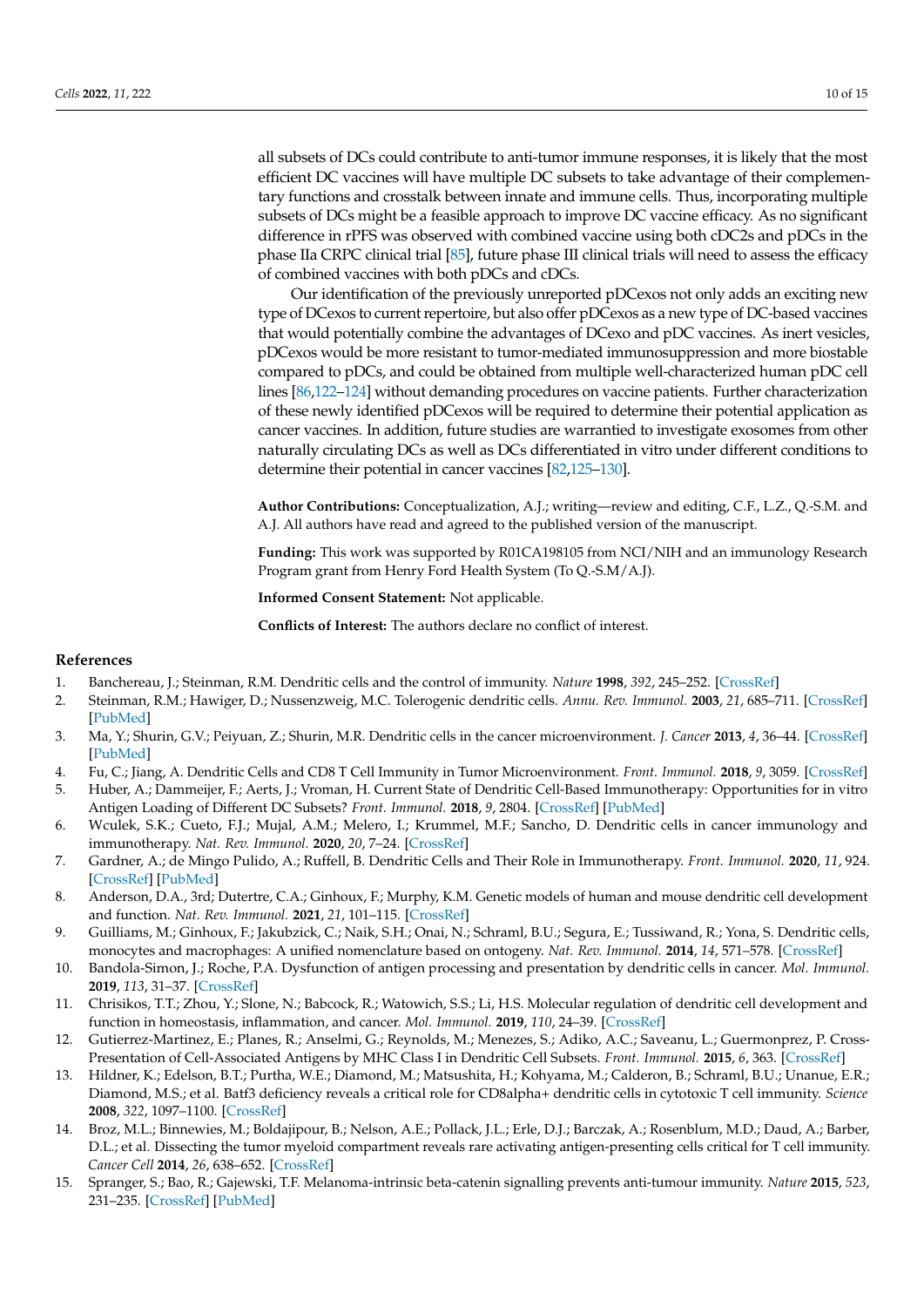all subsets of DCs could contribute to anti-tumor immune responses, it is likely that the most efficient DC vaccines will have multiple DC subsets to take advantage of their complementary functions and crosstalk between innate and immune cells. Thus, incorporating multiple subsets of DCs might be a feasible approach to improve DC vaccine efficacy. As no significant difference in rPFS was observed with combined vaccine using both cDC2s and pDCs in the phase IIa CRPC clinical trial [85], future phase III clinical trials will need to assess the efficacy of combined vaccines with both pDCs and cDCs.

Our identification of the previously unreported pDCexos not only adds an exciting new type of DCexos to current repertoire, but also offer pDCexos as a new type of DC-based vaccines that would potentially combine the advantages of DCexo and pDC vaccines. As inert vesicles, pDCexos would be more resistant to tumor-mediated immunosuppression and more biostable compared to pDCs, and could be obtained from multiple well-characterized human pDC cell lines [86,122–124] without demanding procedures on vaccine patients. Further characterization of these newly identified pDCexos will be required to determine their potential application as cancer vaccines. In addition, future studies are warrantied to investigate exosomes from other naturally circulating DCs as well as DCs differentiated in vitro under different conditions to determine their potential in cancer vaccines [82,125–130].

**Author Contributions:** Conceptualization, A.J.; writing—review and editing, C.F., L.Z., Q.-S.M. and A.J. All authors have read and agreed to the published version of the manuscript.

**Funding:** This work was supported by R01CA198105 from NCI/NIH and an immunology Research Program grant from Henry Ford Health System (To Q.-S.M/A.J).

**Informed Consent Statement:** Not applicable.

**Conflicts of Interest:** The authors declare no conflict of interest.

## References

1. Banchereau, J.; Steinman, R.M. Dendritic cells and the control of immunity. *Nature* **1998**, *392*, 245–252. [CrossRef]
2. Steinman, R.M.; Hawiger, D.; Nussenzweig, M.C. Tolerogenic dendritic cells. *Annu. Rev. Immunol.* **2003**, *21*, 685–711. [CrossRef] [PubMed]
3. Ma, Y.; Shurin, G.V.; Peiyuan, Z.; Shurin, M.R. Dendritic cells in the cancer microenvironment. *J. Cancer* **2013**, *4*, 36–44. [CrossRef] [PubMed]
4. Fu, C.; Jiang, A. Dendritic Cells and CD8 T Cell Immunity in Tumor Microenvironment. *Front. Immunol.* **2018**, *9*, 3059. [CrossRef]
5. Huber, A.; Dammeijer, F.; Aerts, J.; Vroman, H. Current State of Dendritic Cell-Based Immunotherapy: Opportunities for in vitro Antigen Loading of Different DC Subsets? *Front. Immunol.* **2018**, *9*, 2804. [CrossRef] [PubMed]
6. Wculek, S.K.; Cueto, F.J.; Mujal, A.M.; Melero, I.; Krummel, M.F.; Sancho, D. Dendritic cells in cancer immunology and immunotherapy. *Nat. Rev. Immunol.* **2020**, *20*, 7–24. [CrossRef]
7. Gardner, A.; de Mingo Pulido, A.; Ruffell, B. Dendritic Cells and Their Role in Immunotherapy. *Front. Immunol.* **2020**, *11*, 924. [CrossRef] [PubMed]
8. Anderson, D.A., 3rd; Dutertre, C.A.; Ginhoux, F.; Murphy, K.M. Genetic models of human and mouse dendritic cell development and function. *Nat. Rev. Immunol.* **2021**, *21*, 101–115. [CrossRef]
9. Guilliams, M.; Ginhoux, F.; Jakubzick, C.; Naik, S.H.; Onai, N.; Schraml, B.U.; Segura, E.; Tussiwand, R.; Yona, S. Dendritic cells, monocytes and macrophages: A unified nomenclature based on ontogeny. *Nat. Rev. Immunol.* **2014**, *14*, 571–578. [CrossRef]
10. Bandola-Simon, J.; Roche, P.A. Dysfunction of antigen processing and presentation by dendritic cells in cancer. *Mol. Immunol.* **2019**, *113*, 31–37. [CrossRef]
11. Chrisikos, T.T.; Zhou, Y.; Slone, N.; Babcock, R.; Watowich, S.S.; Li, H.S. Molecular regulation of dendritic cell development and function in homeostasis, inflammation, and cancer. *Mol. Immunol.* **2019**, *110*, 24–39. [CrossRef]
12. Gutierrez-Martinez, E.; Planes, R.; Anselmi, G.; Reynolds, M.; Menezes, S.; Adiko, A.C.; Saveanu, L.; Guermonprez, P. Cross-Presentation of Cell-Associated Antigens by MHC Class I in Dendritic Cell Subsets. *Front. Immunol.* **2015**, *6*, 363. [CrossRef]
13. Hildner, K.; Edelson, B.T.; Purtha, W.E.; Diamond, M.; Matsushita, H.; Kohyama, M.; Calderon, B.; Schraml, B.U.; Unanue, E.R.; Diamond, M.S.; et al. Batf3 deficiency reveals a critical role for CD8alpha+ dendritic cells in cytotoxic T cell immunity. *Science* **2008**, *322*, 1097–1100. [CrossRef]
14. Broz, M.L.; Binnewies, M.; Boldajipour, B.; Nelson, A.E.; Pollack, J.L.; Erle, D.J.; Barczak, A.; Rosenblum, M.D.; Daud, A.; Barber, D.L.; et al. Dissecting the tumor myeloid compartment reveals rare activating antigen-presenting cells critical for T cell immunity. *Cancer Cell* **2014**, *26*, 638–652. [CrossRef]
15. Spranger, S.; Bao, R.; Gajewski, T.F. Melanoma-intrinsic beta-catenin signalling prevents anti-tumour immunity. *Nature* **2015**, *523*, 231–235. [CrossRef] [PubMed]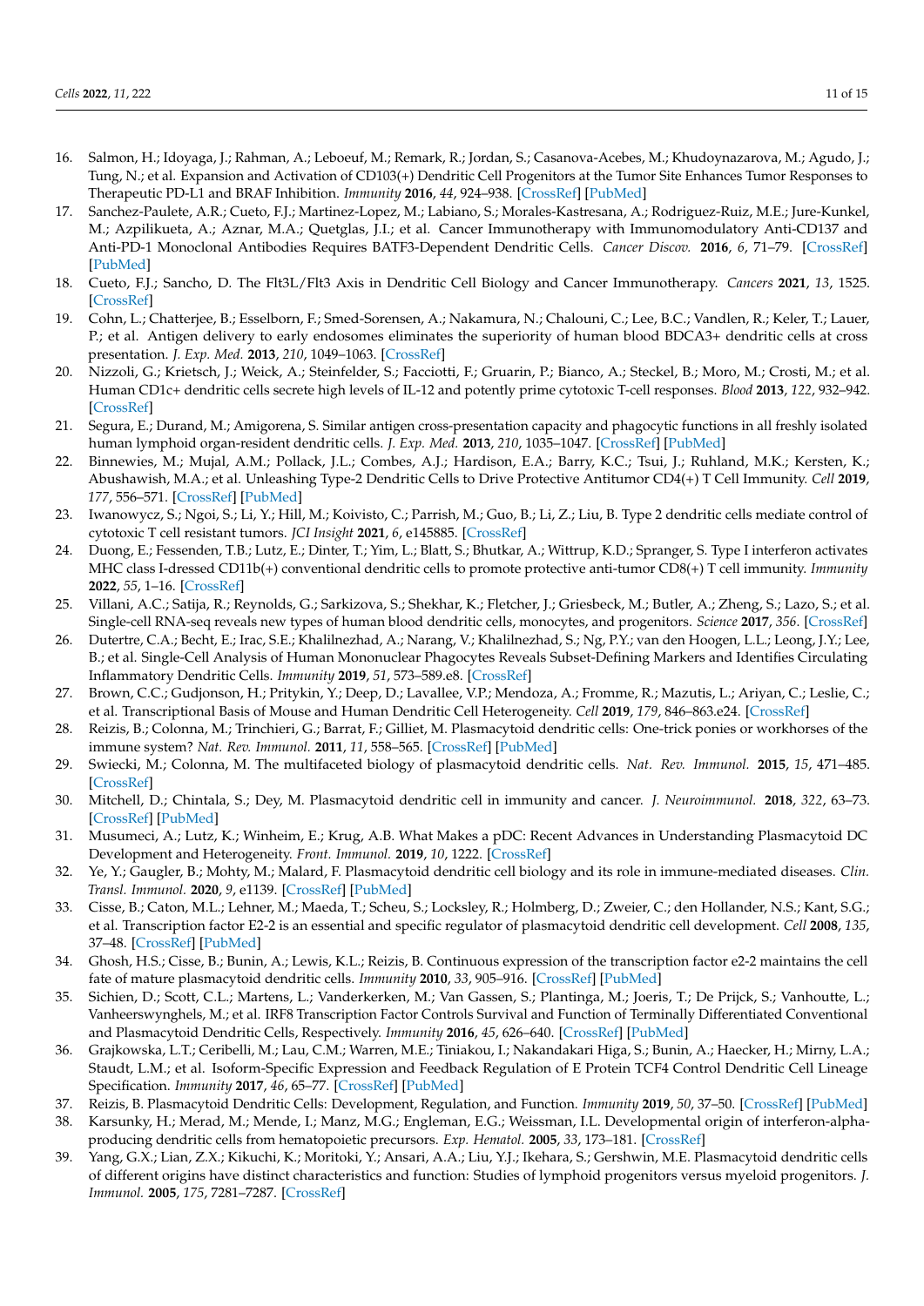16. Salmon, H.; Idoyaga, J.; Rahman, A.; Leboeuf, M.; Remark, R.; Jordan, S.; Casanova-Acebes, M.; Khudoynazarova, M.; Agudo, J.; Tung, N.; et al. Expansion and Activation of CD103(+) Dendritic Cell Progenitors at the Tumor Site Enhances Tumor Responses to Therapeutic PD-L1 and BRAF Inhibition. *Immunity* **2016**, *44*, 924–938. [CrossRef] [PubMed]
17. Sanchez-Paulete, A.R.; Cueto, F.J.; Martinez-Lopez, M.; Labiano, S.; Morales-Kastresana, A.; Rodriguez-Ruiz, M.E.; Jure-Kunkel, M.; Azpilikueta, A.; Aznar, M.A.; Quetglas, J.I.; et al. Cancer Immunotherapy with Immunomodulatory Anti-CD137 and Anti-PD-1 Monoclonal Antibodies Requires BATF3-Dependent Dendritic Cells. *Cancer Discov.* **2016**, *6*, 71–79. [CrossRef] [PubMed]
18. Cueto, F.J.; Sancho, D. The Flt3L/Flt3 Axis in Dendritic Cell Biology and Cancer Immunotherapy. *Cancers* **2021**, *13*, 1525. [CrossRef]
19. Cohn, L.; Chatterjee, B.; Esselborn, F.; Smed-Sorensen, A.; Nakamura, N.; Chalouni, C.; Lee, B.C.; Vandlen, R.; Keler, T.; Lauer, P.; et al. Antigen delivery to early endosomes eliminates the superiority of human blood BDCA3+ dendritic cells at cross presentation. *J. Exp. Med.* **2013**, *210*, 1049–1063. [CrossRef]
20. Nizzoli, G.; Krietsch, J.; Weick, A.; Steinfelder, S.; Facciotti, F.; Gruarin, P.; Bianco, A.; Steckel, B.; Moro, M.; Crosti, M.; et al. Human CD1c+ dendritic cells secrete high levels of IL-12 and potently prime cytotoxic T-cell responses. *Blood* **2013**, *122*, 932–942. [CrossRef]
21. Segura, E.; Durand, M.; Amigorena, S. Similar antigen cross-presentation capacity and phagocytic functions in all freshly isolated human lymphoid organ-resident dendritic cells. *J. Exp. Med.* **2013**, *210*, 1035–1047. [CrossRef] [PubMed]
22. Binnewies, M.; Mujal, A.M.; Pollack, J.L.; Combes, A.J.; Hardison, E.A.; Barry, K.C.; Tsui, J.; Ruhland, M.K.; Kersten, K.; Abushawish, M.A.; et al. Unleashing Type-2 Dendritic Cells to Drive Protective Antitumor CD4(+) T Cell Immunity. *Cell* **2019**, *177*, 556–571. [CrossRef] [PubMed]
23. Iwanowycz, S.; Ngoi, S.; Li, Y.; Hill, M.; Koivisto, C.; Parrish, M.; Guo, B.; Li, Z.; Liu, B. Type 2 dendritic cells mediate control of cytotoxic T cell resistant tumors. *JCI Insight* **2021**, *6*, e145885. [CrossRef]
24. Duong, E.; Fessenden, T.B.; Lutz, E.; Dinter, T.; Yim, L.; Blatt, S.; Bhutkar, A.; Wittrup, K.D.; Spranger, S. Type I interferon activates MHC class I-dressed CD11b(+) conventional dendritic cells to promote protective anti-tumor CD8(+) T cell immunity. *Immunity* **2022**, *55*, 1–16. [CrossRef]
25. Villani, A.C.; Satija, R.; Reynolds, G.; Sarkizova, S.; Shekhar, K.; Fletcher, J.; Griesbeck, M.; Butler, A.; Zheng, S.; Lazo, S.; et al. Single-cell RNA-seq reveals new types of human blood dendritic cells, monocytes, and progenitors. *Science* **2017**, *356*. [CrossRef]
26. Dutertre, C.A.; Becht, E.; Irac, S.E.; Khalilnezhad, A.; Narang, V.; Khalilnezhad, S.; Ng, P.Y.; van den Hoogen, L.L.; Leong, J.Y.; Lee, B.; et al. Single-Cell Analysis of Human Mononuclear Phagocytes Reveals Subset-Defining Markers and Identifies Circulating Inflammatory Dendritic Cells. *Immunity* **2019**, *51*, 573–589.e8. [CrossRef]
27. Brown, C.C.; Gudjonson, H.; Pritykin, Y.; Deep, D.; Lavallee, V.P.; Mendoza, A.; Fromme, R.; Mazutis, L.; Ariyan, C.; Leslie, C.; et al. Transcriptional Basis of Mouse and Human Dendritic Cell Heterogeneity. *Cell* **2019**, *179*, 846–863.e24. [CrossRef]
28. Reizis, B.; Colonna, M.; Trinchieri, G.; Barrat, F.; Gilliet, M. Plasmacytoid dendritic cells: One-trick ponies or workhorses of the immune system? *Nat. Rev. Immunol.* **2011**, *11*, 558–565. [CrossRef] [PubMed]
29. Swiecki, M.; Colonna, M. The multifaceted biology of plasmacytoid dendritic cells. *Nat. Rev. Immunol.* **2015**, *15*, 471–485. [CrossRef]
30. Mitchell, D.; Chintala, S.; Dey, M. Plasmacytoid dendritic cell in immunity and cancer. *J. Neuroimmunol.* **2018**, *322*, 63–73. [CrossRef] [PubMed]
31. Musumeci, A.; Lutz, K.; Winheim, E.; Krug, A.B. What Makes a pDC: Recent Advances in Understanding Plasmacytoid DC Development and Heterogeneity. *Front. Immunol.* **2019**, *10*, 1222. [CrossRef]
32. Ye, Y.; Gaugler, B.; Mohty, M.; Malard, F. Plasmacytoid dendritic cell biology and its role in immune-mediated diseases. *Clin. Transl. Immunol.* **2020**, *9*, e1139. [CrossRef] [PubMed]
33. Cisse, B.; Caton, M.L.; Lehner, M.; Maeda, T.; Scheu, S.; Locksley, R.; Holmberg, D.; Zweier, C.; den Hollander, N.S.; Kant, S.G.; et al. Transcription factor E2-2 is an essential and specific regulator of plasmacytoid dendritic cell development. *Cell* **2008**, *135*, 37–48. [CrossRef] [PubMed]
34. Ghosh, H.S.; Cisse, B.; Bunin, A.; Lewis, K.L.; Reizis, B. Continuous expression of the transcription factor e2-2 maintains the cell fate of mature plasmacytoid dendritic cells. *Immunity* **2010**, *33*, 905–916. [CrossRef] [PubMed]
35. Sichien, D.; Scott, C.L.; Martens, L.; Vanderkerken, M.; Van Gassen, S.; Plantinga, M.; Joeris, T.; De Prijck, S.; Vanhoutte, L.; Vanheerswynghels, M.; et al. IRF8 Transcription Factor Controls Survival and Function of Terminally Differentiated Conventional and Plasmacytoid Dendritic Cells, Respectively. *Immunity* **2016**, *45*, 626–640. [CrossRef] [PubMed]
36. Grajkowska, L.T.; Ceribelli, M.; Lau, C.M.; Warren, M.E.; Tiniakou, I.; Nakandakari Higa, S.; Bunin, A.; Haecker, H.; Mirny, L.A.; Staudt, L.M.; et al. Isoform-Specific Expression and Feedback Regulation of E Protein TCF4 Control Dendritic Cell Lineage Specification. *Immunity* **2017**, *46*, 65–77. [CrossRef] [PubMed]
37. Reizis, B. Plasmacytoid Dendritic Cells: Development, Regulation, and Function. *Immunity* **2019**, *50*, 37–50. [CrossRef] [PubMed]
38. Karsunky, H.; Merad, M.; Mende, I.; Manz, M.G.; Engleman, E.G.; Weissman, I.L. Developmental origin of interferon-alpha-producing dendritic cells from hematopoietic precursors. *Exp. Hematol.* **2005**, *33*, 173–181. [CrossRef]
39. Yang, G.X.; Lian, Z.X.; Kikuchi, K.; Moritoki, Y.; Ansari, A.A.; Liu, Y.J.; Ikehara, S.; Gershwin, M.E. Plasmacytoid dendritic cells of different origins have distinct characteristics and function: Studies of lymphoid progenitors versus myeloid progenitors. *J. Immunol.* **2005**, *175*, 7281–7287. [CrossRef]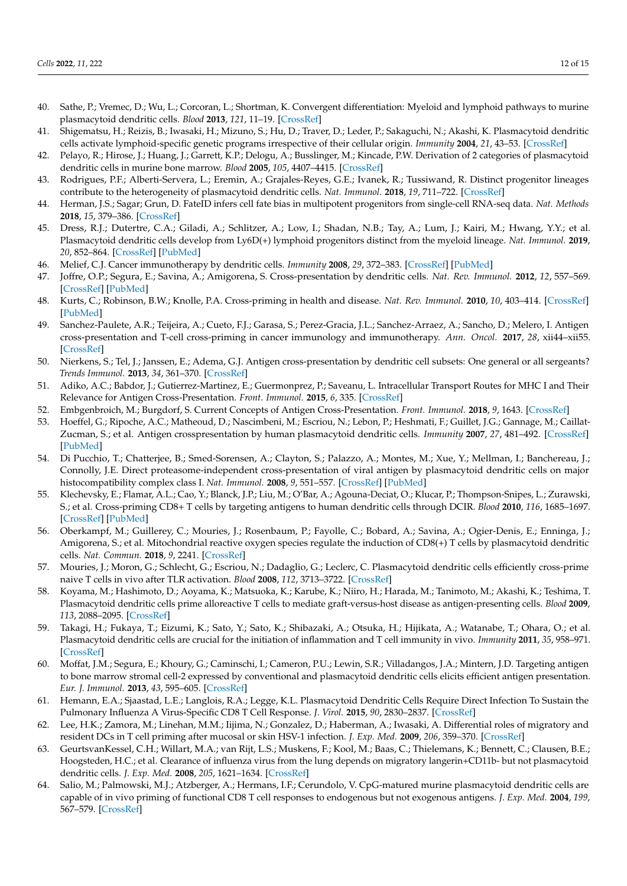40. Sathe, P.; Vremec, D.; Wu, L.; Corcoran, L.; Shortman, K. Convergent differentiation: Myeloid and lymphoid pathways to murine plasmacytoid dendritic cells. *Blood* **2013**, *121*, 11–19. [CrossRef]
41. Shigematsu, H.; Reizis, B.; Iwasaki, H.; Mizuno, S.; Hu, D.; Traver, D.; Leder, P.; Sakaguchi, N.; Akashi, K. Plasmacytoid dendritic cells activate lymphoid-specific genetic programs irrespective of their cellular origin. *Immunity* **2004**, *21*, 43–53. [CrossRef]
42. Pelayo, R.; Hirose, J.; Huang, J.; Garrett, K.P.; Delogu, A.; Busslinger, M.; Kincade, P.W. Derivation of 2 categories of plasmacytoid dendritic cells in murine bone marrow. *Blood* **2005**, *105*, 4407–4415. [CrossRef]
43. Rodrigues, P.F.; Alberti-Servera, L.; Eremin, A.; Grajales-Reyes, G.E.; Ivanek, R.; Tussiwand, R. Distinct progenitor lineages contribute to the heterogeneity of plasmacytoid dendritic cells. *Nat. Immunol.* **2018**, *19*, 711–722. [CrossRef]
44. Herman, J.S.; Sagar; Grun, D. FateID infers cell fate bias in multipotent progenitors from single-cell RNA-seq data. *Nat. Methods* **2018**, *15*, 379–386. [CrossRef]
45. Dress, R.J.; Dutertre, C.A.; Giladi, A.; Schlitzer, A.; Low, I.; Shadan, N.B.; Tay, A.; Lum, J.; Kairi, M.; Hwang, Y.Y.; et al. Plasmacytoid dendritic cells develop from Ly6D(+) lymphoid progenitors distinct from the myeloid lineage. *Nat. Immunol.* **2019**, *20*, 852–864. [CrossRef] [PubMed]
46. Melief, C.J. Cancer immunotherapy by dendritic cells. *Immunity* **2008**, *29*, 372–383. [CrossRef] [PubMed]
47. Joffre, O.P.; Segura, E.; Savina, A.; Amigorena, S. Cross-presentation by dendritic cells. *Nat. Rev. Immunol.* **2012**, *12*, 557–569. [CrossRef] [PubMed]
48. Kurts, C.; Robinson, B.W.; Knolle, P.A. Cross-priming in health and disease. *Nat. Rev. Immunol.* **2010**, *10*, 403–414. [CrossRef] [PubMed]
49. Sanchez-Paulete, A.R.; Teijeira, A.; Cueto, F.J.; Garasa, S.; Perez-Gracia, J.L.; Sanchez-Arraez, A.; Sancho, D.; Melero, I. Antigen cross-presentation and T-cell cross-priming in cancer immunology and immunotherapy. *Ann. Oncol.* **2017**, *28*, xii44–xii55. [CrossRef]
50. Nierkens, S.; Tel, J.; Janssen, E.; Adema, G.J. Antigen cross-presentation by dendritic cell subsets: One general or all sergeants? *Trends Immunol.* **2013**, *34*, 361–370. [CrossRef]
51. Adiko, A.C.; Babdor, J.; Gutierrez-Martinez, E.; Guermonprez, P.; Saveanu, L. Intracellular Transport Routes for MHC I and Their Relevance for Antigen Cross-Presentation. *Front. Immunol.* **2015**, *6*, 335. [CrossRef]
52. Embgenbroich, M.; Burgdorf, S. Current Concepts of Antigen Cross-Presentation. *Front. Immunol.* **2018**, *9*, 1643. [CrossRef]
53. Hoeffel, G.; Ripoche, A.C.; Matheoud, D.; Nascimbeni, M.; Escriou, N.; Lebon, P.; Heshmati, F.; Guillet, J.G.; Gannage, M.; Caillat-Zucman, S.; et al. Antigen crosspresentation by human plasmacytoid dendritic cells. *Immunity* **2007**, *27*, 481–492. [CrossRef] [PubMed]
54. Di Pucchio, T.; Chatterjee, B.; Smed-Sorensen, A.; Clayton, S.; Palazzo, A.; Montes, M.; Xue, Y.; Mellman, I.; Banchereau, J.; Connolly, J.E. Direct proteasome-independent cross-presentation of viral antigen by plasmacytoid dendritic cells on major histocompatibility complex class I. *Nat. Immunol.* **2008**, *9*, 551–557. [CrossRef] [PubMed]
55. Klechevsky, E.; Flamar, A.L.; Cao, Y.; Blanck, J.P.; Liu, M.; O'Bar, A.; Agouna-Deciat, O.; Klucar, P.; Thompson-Snipes, L.; Zurawski, S.; et al. Cross-priming CD8+ T cells by targeting antigens to human dendritic cells through DCIR. *Blood* **2010**, *116*, 1685–1697. [CrossRef] [PubMed]
56. Oberkampf, M.; Guillerey, C.; Mouries, J.; Rosenbaum, P.; Fayolle, C.; Bobard, A.; Savina, A.; Ogier-Denis, E.; Enninga, J.; Amigorena, S.; et al. Mitochondrial reactive oxygen species regulate the induction of CD8(+) T cells by plasmacytoid dendritic cells. *Nat. Commun.* **2018**, *9*, 2241. [CrossRef]
57. Mouries, J.; Moron, G.; Schlecht, G.; Escriou, N.; Dadaglio, G.; Leclerc, C. Plasmacytoid dendritic cells efficiently cross-prime naive T cells in vivo after TLR activation. *Blood* **2008**, *112*, 3713–3722. [CrossRef]
58. Koyama, M.; Hashimoto, D.; Aoyama, K.; Matsuoka, K.; Karube, K.; Niiro, H.; Harada, M.; Tanimoto, M.; Akashi, K.; Teshima, T. Plasmacytoid dendritic cells prime alloreactive T cells to mediate graft-versus-host disease as antigen-presenting cells. *Blood* **2009**, *113*, 2088–2095. [CrossRef]
59. Takagi, H.; Fukaya, T.; Eizumi, K.; Sato, Y.; Sato, K.; Shibazaki, A.; Otsuka, H.; Hijikata, A.; Watanabe, T.; Ohara, O.; et al. Plasmacytoid dendritic cells are crucial for the initiation of inflammation and T cell immunity in vivo. *Immunity* **2011**, *35*, 958–971. [CrossRef]
60. Moffat, J.M.; Segura, E.; Khoury, G.; Caminschi, I.; Cameron, P.U.; Lewin, S.R.; Villadangos, J.A.; Mintern, J.D. Targeting antigen to bone marrow stromal cell-2 expressed by conventional and plasmacytoid dendritic cells elicits efficient antigen presentation. *Eur. J. Immunol.* **2013**, *43*, 595–605. [CrossRef]
61. Hemann, E.A.; Sjaastad, L.E.; Langlois, R.A.; Legge, K.L. Plasmacytoid Dendritic Cells Require Direct Infection To Sustain the Pulmonary Influenza A Virus-Specific CD8 T Cell Response. *J. Virol.* **2015**, *90*, 2830–2837. [CrossRef]
62. Lee, H.K.; Zamora, M.; Linehan, M.M.; Iijima, N.; Gonzalez, D.; Haberman, A.; Iwasaki, A. Differential roles of migratory and resident DCs in T cell priming after mucosal or skin HSV-1 infection. *J. Exp. Med.* **2009**, *206*, 359–370. [CrossRef]
63. GeurtsvanKessel, C.H.; Willart, M.A.; van Rijt, L.S.; Muskens, F.; Kool, M.; Baas, C.; Thielemans, K.; Bennett, C.; Clausen, B.E.; Hoogsteden, H.C.; et al. Clearance of influenza virus from the lung depends on migratory langerin+CD11b- but not plasmacytoid dendritic cells. *J. Exp. Med.* **2008**, *205*, 1621–1634. [CrossRef]
64. Salio, M.; Palmowski, M.J.; Atzberger, A.; Hermans, I.F.; Cerundolo, V. CpG-matured murine plasmacytoid dendritic cells are capable of in vivo priming of functional CD8 T cell responses to endogenous but not exogenous antigens. *J. Exp. Med.* **2004**, *199*, 567–579. [CrossRef]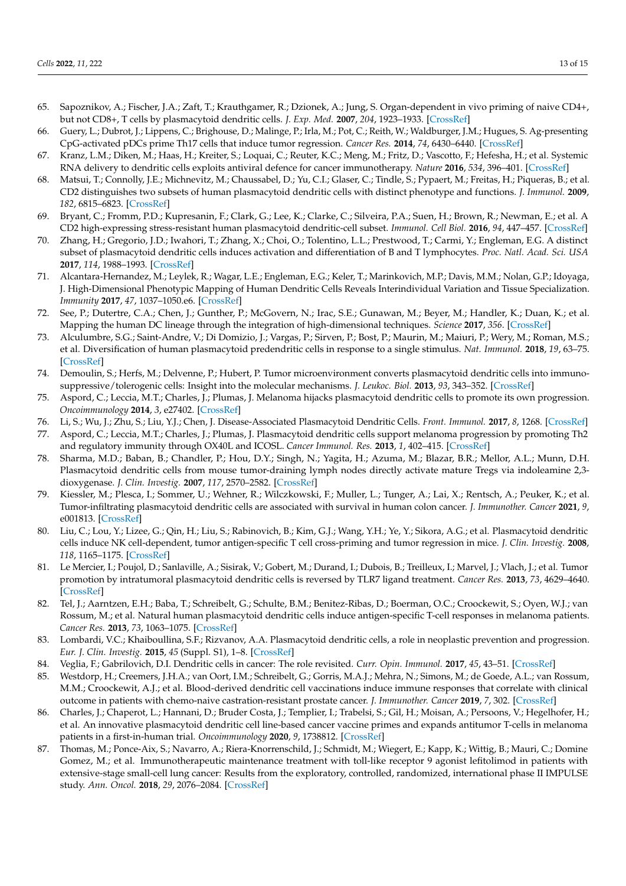65. Sapoznikov, A.; Fischer, J.A.; Zaft, T.; Krauthgamer, R.; Dzionek, A.; Jung, S. Organ-dependent in vivo priming of naive CD4+, but not CD8+, T cells by plasmacytoid dendritic cells. *J. Exp. Med.* **2007**, *204*, 1923–1933. [CrossRef]
66. Guery, L.; Dubrot, J.; Lippens, C.; Brighouse, D.; Malinge, P.; Irla, M.; Pot, C.; Reith, W.; Waldburger, J.M.; Hugues, S. Ag-presenting CpG-activated pDCs prime Th17 cells that induce tumor regression. *Cancer Res.* **2014**, *74*, 6430–6440. [CrossRef]
67. Kranz, L.M.; Diken, M.; Haas, H.; Kreiter, S.; Loquai, C.; Reuter, K.C.; Meng, M.; Fritz, D.; Vascotto, F.; Hefesha, H.; et al. Systemic RNA delivery to dendritic cells exploits antiviral defence for cancer immunotherapy. *Nature* **2016**, *534*, 396–401. [CrossRef]
68. Matsui, T.; Connolly, J.E.; Michnevitz, M.; Chaussabel, D.; Yu, C.I.; Glaser, C.; Tindle, S.; Pypaert, M.; Freitas, H.; Piqueras, B.; et al. CD2 distinguishes two subsets of human plasmacytoid dendritic cells with distinct phenotype and functions. *J. Immunol.* **2009**, *182*, 6815–6823. [CrossRef]
69. Bryant, C.; Fromm, P.D.; Kupresanin, F.; Clark, G.; Lee, K.; Clarke, C.; Silveira, P.A.; Suen, H.; Brown, R.; Newman, E.; et al. A CD2 high-expressing stress-resistant human plasmacytoid dendritic-cell subset. *Immunol. Cell Biol.* **2016**, *94*, 447–457. [CrossRef]
70. Zhang, H.; Gregorio, J.D.; Iwahori, T.; Zhang, X.; Choi, O.; Tolentino, L.L.; Prestwood, T.; Carmi, Y.; Engleman, E.G. A distinct subset of plasmacytoid dendritic cells induces activation and differentiation of B and T lymphocytes. *Proc. Natl. Acad. Sci. USA* **2017**, *114*, 1988–1993. [CrossRef]
71. Alcantara-Hernandez, M.; Leylek, R.; Wagar, L.E.; Engleman, E.G.; Keler, T.; Marinkovich, M.P.; Davis, M.M.; Nolan, G.P.; Idoyaga, J. High-Dimensional Phenotypic Mapping of Human Dendritic Cells Reveals Interindividual Variation and Tissue Specialization. *Immunity* **2017**, *47*, 1037–1050.e6. [CrossRef]
72. See, P.; Dutertre, C.A.; Chen, J.; Gunther, P.; McGovern, N.; Irac, S.E.; Gunawan, M.; Beyer, M.; Handler, K.; Duan, K.; et al. Mapping the human DC lineage through the integration of high-dimensional techniques. *Science* **2017**, *356*. [CrossRef]
73. Alculumbre, S.G.; Saint-Andre, V.; Di Domizio, J.; Vargas, P.; Sirven, P.; Bost, P.; Maurin, M.; Maiuri, P.; Wery, M.; Roman, M.S.; et al. Diversification of human plasmacytoid predendritic cells in response to a single stimulus. *Nat. Immunol.* **2018**, *19*, 63–75. [CrossRef]
74. Demoulin, S.; Herfs, M.; Delvenne, P.; Hubert, P. Tumor microenvironment converts plasmacytoid dendritic cells into immunosuppressive/tolerogenic cells: Insight into the molecular mechanisms. *J. Leukoc. Biol.* **2013**, *93*, 343–352. [CrossRef]
75. Aspord, C.; Leccia, M.T.; Charles, J.; Plumas, J. Melanoma hijacks plasmacytoid dendritic cells to promote its own progression. *Oncoimmunology* **2014**, *3*, e27402. [CrossRef]
76. Li, S.; Wu, J.; Zhu, S.; Liu, Y.J.; Chen, J. Disease-Associated Plasmacytoid Dendritic Cells. *Front. Immunol.* **2017**, *8*, 1268. [CrossRef]
77. Aspord, C.; Leccia, M.T.; Charles, J.; Plumas, J. Plasmacytoid dendritic cells support melanoma progression by promoting Th2 and regulatory immunity through OX40L and ICOSL. *Cancer Immunol. Res.* **2013**, *1*, 402–415. [CrossRef]
78. Sharma, M.D.; Baban, B.; Chandler, P.; Hou, D.Y.; Singh, N.; Yagita, H.; Azuma, M.; Blazar, B.R.; Mellor, A.L.; Munn, D.H. Plasmacytoid dendritic cells from mouse tumor-draining lymph nodes directly activate mature Tregs via indoleamine 2,3-dioxygenase. *J. Clin. Investig.* **2007**, *117*, 2570–2582. [CrossRef]
79. Kiessler, M.; Plesca, I.; Sommer, U.; Wehner, R.; Wilczkowski, F.; Muller, L.; Tunger, A.; Lai, X.; Rentsch, A.; Peuker, K.; et al. Tumor-infiltrating plasmacytoid dendritic cells are associated with survival in human colon cancer. *J. Immunother. Cancer* **2021**, *9*, e001813. [CrossRef]
80. Liu, C.; Lou, Y.; Lizee, G.; Qin, H.; Liu, S.; Rabinovich, B.; Kim, G.J.; Wang, Y.H.; Ye, Y.; Sikora, A.G.; et al. Plasmacytoid dendritic cells induce NK cell-dependent, tumor antigen-specific T cell cross-priming and tumor regression in mice. *J. Clin. Investig.* **2008**, *118*, 1165–1175. [CrossRef]
81. Le Mercier, I.; Poujol, D.; Sanlaville, A.; Sisirak, V.; Gobert, M.; Durand, I.; Dubois, B.; Treilleux, I.; Marvel, J.; Vlach, J.; et al. Tumor promotion by intratumoral plasmacytoid dendritic cells is reversed by TLR7 ligand treatment. *Cancer Res.* **2013**, *73*, 4629–4640. [CrossRef]
82. Tel, J.; Aarntzen, E.H.; Baba, T.; Schreibelt, G.; Schulte, B.M.; Benitez-Ribas, D.; Boerman, O.C.; Croockewit, S.; Oyen, W.J.; van Rossum, M.; et al. Natural human plasmacytoid dendritic cells induce antigen-specific T-cell responses in melanoma patients. *Cancer Res.* **2013**, *73*, 1063–1075. [CrossRef]
83. Lombardi, V.C.; Khaiboullina, S.F.; Rizvanov, A.A. Plasmacytoid dendritic cells, a role in neoplastic prevention and progression. *Eur. J. Clin. Investig.* **2015**, *45* (Suppl. S1), 1–8. [CrossRef]
84. Veglia, F.; Gabrilovich, D.I. Dendritic cells in cancer: The role revisited. *Curr. Opin. Immunol.* **2017**, *45*, 43–51. [CrossRef]
85. Westdorp, H.; Creemers, J.H.A.; van Oort, I.M.; Schreibelt, G.; Gorris, M.A.J.; Mehra, N.; Simons, M.; de Goede, A.L.; van Rossum, M.M.; Croockewit, A.J.; et al. Blood-derived dendritic cell vaccinations induce immune responses that correlate with clinical outcome in patients with chemo-naive castration-resistant prostate cancer. *J. Immunother. Cancer* **2019**, *7*, 302. [CrossRef]
86. Charles, J.; Chaperot, L.; Hannani, D.; Bruder Costa, J.; Templier, I.; Trabelsi, S.; Gil, H.; Moisan, A.; Persoons, V.; Hegelhofer, H.; et al. An innovative plasmacytoid dendritic cell line-based cancer vaccine primes and expands antitumor T-cells in melanoma patients in a first-in-human trial. *Oncoimmunology* **2020**, *9*, 1738812. [CrossRef]
87. Thomas, M.; Ponce-Aix, S.; Navarro, A.; Riera-Knorrenschild, J.; Schmidt, M.; Wiegert, E.; Kapp, K.; Wittig, B.; Mauri, C.; Domine Gomez, M.; et al. Immunotherapeutic maintenance treatment with toll-like receptor 9 agonist lefitolimod in patients with extensive-stage small-cell lung cancer: Results from the exploratory, controlled, randomized, international phase II IMPULSE study. *Ann. Oncol.* **2018**, *29*, 2076–2084. [CrossRef]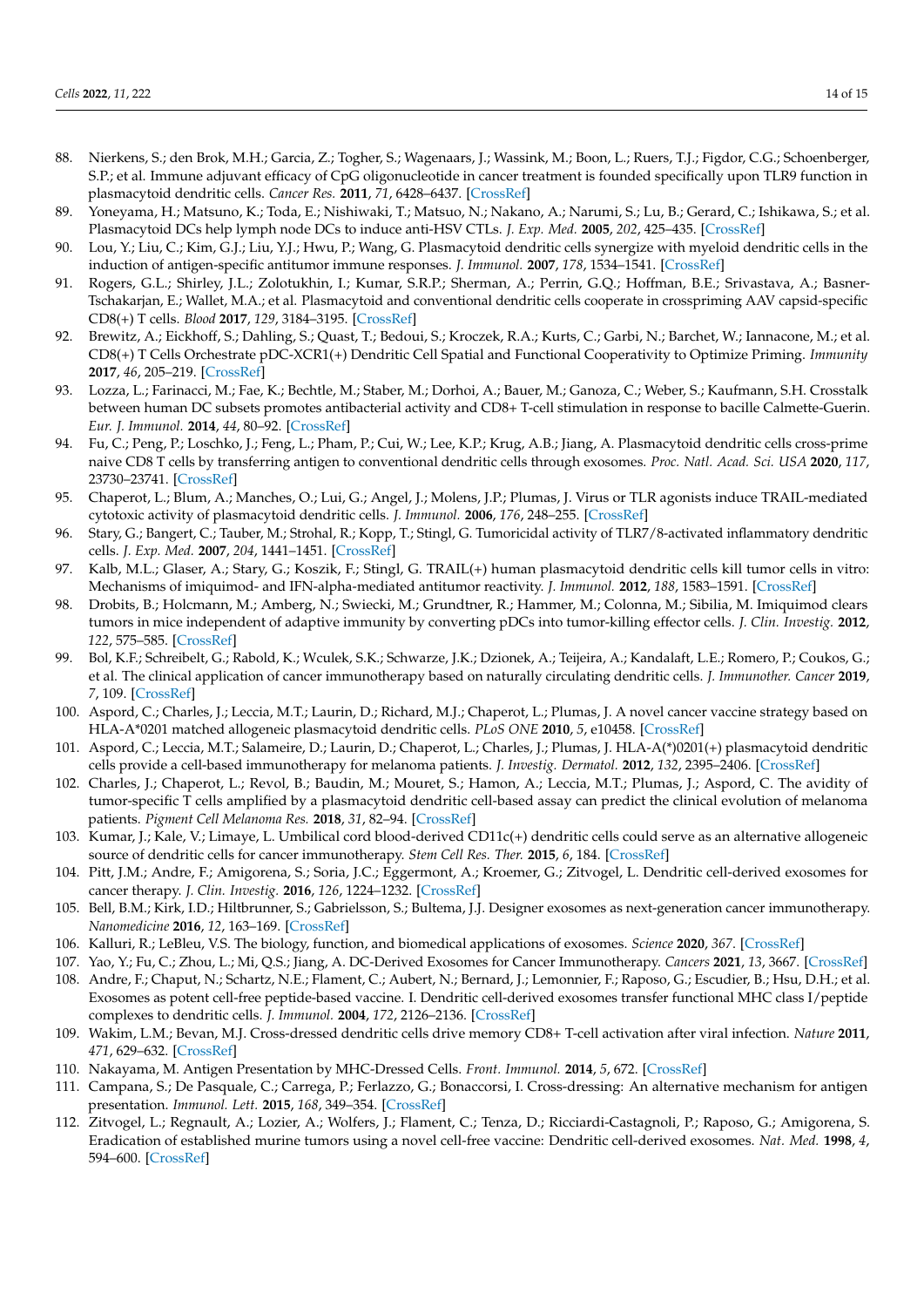88. Nierkens, S.; den Brok, M.H.; Garcia, Z.; Togher, S.; Wagenaars, J.; Wassink, M.; Boon, L.; Ruers, T.J.; Figdor, C.G.; Schoenberger, S.P.; et al. Immune adjuvant efficacy of CpG oligonucleotide in cancer treatment is founded specifically upon TLR9 function in plasmacytoid dendritic cells. *Cancer Res.* **2011**, *71*, 6428–6437. [CrossRef]
89. Yoneyama, H.; Matsuno, K.; Toda, E.; Nishiwaki, T.; Matsuo, N.; Nakano, A.; Narumi, S.; Lu, B.; Gerard, C.; Ishikawa, S.; et al. Plasmacytoid DCs help lymph node DCs to induce anti-HSV CTLs. *J. Exp. Med.* **2005**, *202*, 425–435. [CrossRef]
90. Lou, Y.; Liu, C.; Kim, G.J.; Liu, Y.J.; Hwu, P.; Wang, G. Plasmacytoid dendritic cells synergize with myeloid dendritic cells in the induction of antigen-specific antitumor immune responses. *J. Immunol.* **2007**, *178*, 1534–1541. [CrossRef]
91. Rogers, G.L.; Shirley, J.L.; Zolotukhin, I.; Kumar, S.R.P.; Sherman, A.; Perrin, G.Q.; Hoffman, B.E.; Srivastava, A.; Basner-Tschakarjan, E.; Wallet, M.A.; et al. Plasmacytoid and conventional dendritic cells cooperate in crosspriming AAV capsid-specific CD8(+) T cells. *Blood* **2017**, *129*, 3184–3195. [CrossRef]
92. Brewitz, A.; Eickhoff, S.; Dahling, S.; Quast, T.; Bedoui, S.; Kroczek, R.A.; Kurts, C.; Garbi, N.; Barchet, W.; Iannacone, M.; et al. CD8(+) T Cells Orchestrate pDC-XCR1(+) Dendritic Cell Spatial and Functional Cooperativity to Optimize Priming. *Immunity* **2017**, *46*, 205–219. [CrossRef]
93. Lozza, L.; Farinacci, M.; Fae, K.; Bechtle, M.; Staber, M.; Dorhoi, A.; Bauer, M.; Ganoza, C.; Weber, S.; Kaufmann, S.H. Crosstalk between human DC subsets promotes antibacterial activity and CD8+ T-cell stimulation in response to bacille Calmette-Guerin. *Eur. J. Immunol.* **2014**, *44*, 80–92. [CrossRef]
94. Fu, C.; Peng, P.; Loschko, J.; Feng, L.; Pham, P.; Cui, W.; Lee, K.P.; Krug, A.B.; Jiang, A. Plasmacytoid dendritic cells cross-prime naive CD8 T cells by transferring antigen to conventional dendritic cells through exosomes. *Proc. Natl. Acad. Sci. USA* **2020**, *117*, 23730–23741. [CrossRef]
95. Chaperot, L.; Blum, A.; Manches, O.; Lui, G.; Angel, J.; Molens, J.P.; Plumas, J. Virus or TLR agonists induce TRAIL-mediated cytotoxic activity of plasmacytoid dendritic cells. *J. Immunol.* **2006**, *176*, 248–255. [CrossRef]
96. Stary, G.; Bangert, C.; Tauber, M.; Strohal, R.; Kopp, T.; Stingl, G. Tumoricidal activity of TLR7/8-activated inflammatory dendritic cells. *J. Exp. Med.* **2007**, *204*, 1441–1451. [CrossRef]
97. Kalb, M.L.; Glaser, A.; Stary, G.; Koszik, F.; Stingl, G. TRAIL(+) human plasmacytoid dendritic cells kill tumor cells in vitro: Mechanisms of imiquimod- and IFN-alpha-mediated antitumor reactivity. *J. Immunol.* **2012**, *188*, 1583–1591. [CrossRef]
98. Drobits, B.; Holcmann, M.; Amberg, N.; Swiecki, M.; Grundtner, R.; Hammer, M.; Colonna, M.; Sibilia, M. Imiquimod clears tumors in mice independent of adaptive immunity by converting pDCs into tumor-killing effector cells. *J. Clin. Investig.* **2012**, *122*, 575–585. [CrossRef]
99. Bol, K.F.; Schreibelt, G.; Rabold, K.; Wculek, S.K.; Schwarze, J.K.; Dzionek, A.; Teijeira, A.; Kandalaft, L.E.; Romero, P.; Coukos, G.; et al. The clinical application of cancer immunotherapy based on naturally circulating dendritic cells. *J. Immunother. Cancer* **2019**, *7*, 109. [CrossRef]
100. Aspord, C.; Charles, J.; Leccia, M.T.; Laurin, D.; Richard, M.J.; Chaperot, L.; Plumas, J. A novel cancer vaccine strategy based on HLA-A*0201 matched allogeneic plasmacytoid dendritic cells. *PLoS ONE* **2010**, *5*, e10458. [CrossRef]
101. Aspord, C.; Leccia, M.T.; Salameire, D.; Laurin, D.; Chaperot, L.; Charles, J.; Plumas, J. HLA-A(*)0201(+) plasmacytoid dendritic cells provide a cell-based immunotherapy for melanoma patients. *J. Investig. Dermatol.* **2012**, *132*, 2395–2406. [CrossRef]
102. Charles, J.; Chaperot, L.; Revol, B.; Baudin, M.; Mouret, S.; Hamon, A.; Leccia, M.T.; Plumas, J.; Aspord, C. The avidity of tumor-specific T cells amplified by a plasmacytoid dendritic cell-based assay can predict the clinical evolution of melanoma patients. *Pigment Cell Melanoma Res.* **2018**, *31*, 82–94. [CrossRef]
103. Kumar, J.; Kale, V.; Limaye, L. Umbilical cord blood-derived CD11c(+) dendritic cells could serve as an alternative allogeneic source of dendritic cells for cancer immunotherapy. *Stem Cell Res. Ther.* **2015**, *6*, 184. [CrossRef]
104. Pitt, J.M.; Andre, F.; Amigorena, S.; Soria, J.C.; Eggermont, A.; Kroemer, G.; Zitvogel, L. Dendritic cell-derived exosomes for cancer therapy. *J. Clin. Investig.* **2016**, *126*, 1224–1232. [CrossRef]
105. Bell, B.M.; Kirk, I.D.; Hiltbrunner, S.; Gabrielsson, S.; Bultema, J.J. Designer exosomes as next-generation cancer immunotherapy. *Nanomedicine* **2016**, *12*, 163–169. [CrossRef]
106. Kalluri, R.; LeBleu, V.S. The biology, function, and biomedical applications of exosomes. *Science* **2020**, *367*. [CrossRef]
107. Yao, Y.; Fu, C.; Zhou, L.; Mi, Q.S.; Jiang, A. DC-Derived Exosomes for Cancer Immunotherapy. *Cancers* **2021**, *13*, 3667. [CrossRef]
108. Andre, F.; Chaput, N.; Schartz, N.E.; Flament, C.; Aubert, N.; Bernard, J.; Lemonnier, F.; Raposo, G.; Escudier, B.; Hsu, D.H.; et al. Exosomes as potent cell-free peptide-based vaccine. I. Dendritic cell-derived exosomes transfer functional MHC class I/peptide complexes to dendritic cells. *J. Immunol.* **2004**, *172*, 2126–2136. [CrossRef]
109. Wakim, L.M.; Bevan, M.J. Cross-dressed dendritic cells drive memory CD8+ T-cell activation after viral infection. *Nature* **2011**, *471*, 629–632. [CrossRef]
110. Nakayama, M. Antigen Presentation by MHC-Dressed Cells. *Front. Immunol.* **2014**, *5*, 672. [CrossRef]
111. Campana, S.; De Pasquale, C.; Carrega, P.; Ferlazzo, G.; Bonaccorsi, I. Cross-dressing: An alternative mechanism for antigen presentation. *Immunol. Lett.* **2015**, *168*, 349–354. [CrossRef]
112. Zitvogel, L.; Regnault, A.; Lozier, A.; Wolfers, J.; Flament, C.; Tenza, D.; Ricciardi-Castagnoli, P.; Raposo, G.; Amigorena, S. Eradication of established murine tumors using a novel cell-free vaccine: Dendritic cell-derived exosomes. *Nat. Med.* **1998**, *4*, 594–600. [CrossRef]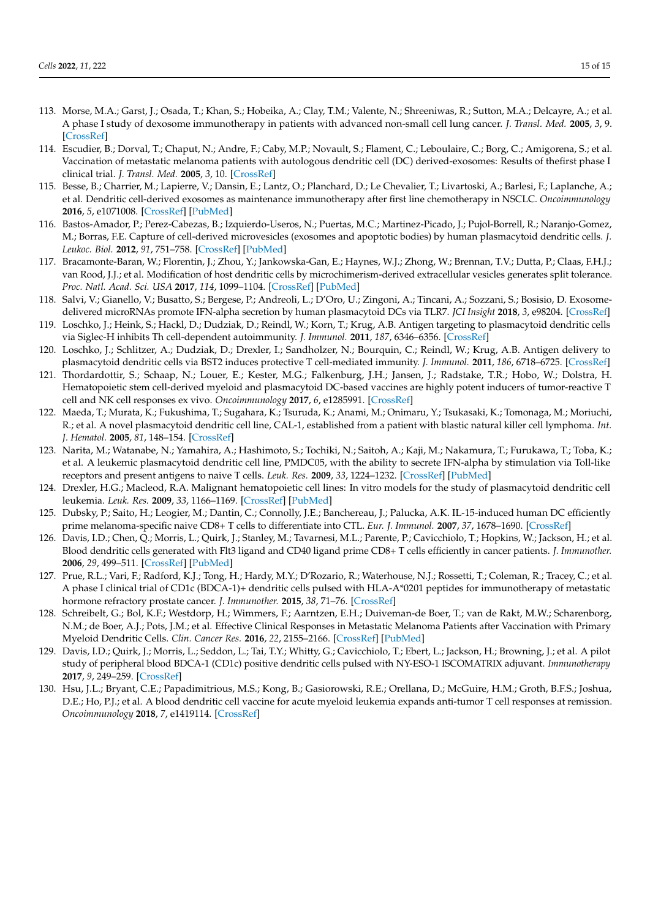113. Morse, M.A.; Garst, J.; Osada, T.; Khan, S.; Hobeika, A.; Clay, T.M.; Valente, N.; Shreeniwas, R.; Sutton, M.A.; Delcayre, A.; et al. A phase I study of dexosome immunotherapy in patients with advanced non-small cell lung cancer. *J. Transl. Med.* **2005**, *3*, 9. [CrossRef]
114. Escudier, B.; Dorval, T.; Chaput, N.; Andre, F.; Caby, M.P.; Novault, S.; Flament, C.; Leboulaire, C.; Borg, C.; Amigorena, S.; et al. Vaccination of metastatic melanoma patients with autologous dendritic cell (DC) derived-exosomes: Results of thefirst phase I clinical trial. *J. Transl. Med.* **2005**, *3*, 10. [CrossRef]
115. Besse, B.; Charrier, M.; Lapierre, V.; Dansin, E.; Lantz, O.; Planchard, D.; Le Chevalier, T.; Livartoski, A.; Barlesi, F.; Laplanche, A.; et al. Dendritic cell-derived exosomes as maintenance immunotherapy after first line chemotherapy in NSCLC. *Oncoimmunology* **2016**, *5*, e1071008. [CrossRef] [PubMed]
116. Bastos-Amador, P.; Perez-Cabezas, B.; Izquierdo-Useros, N.; Puertas, M.C.; Martinez-Picado, J.; Pujol-Borrell, R.; Naranjo-Gomez, M.; Borras, F.E. Capture of cell-derived microvesicles (exosomes and apoptotic bodies) by human plasmacytoid dendritic cells. *J. Leukoc. Biol.* **2012**, *91*, 751–758. [CrossRef] [PubMed]
117. Bracamonte-Baran, W.; Florentin, J.; Zhou, Y.; Jankowska-Gan, E.; Haynes, W.J.; Zhong, W.; Brennan, T.V.; Dutta, P.; Claas, F.H.J.; van Rood, J.J.; et al. Modification of host dendritic cells by microchimerism-derived extracellular vesicles generates split tolerance. *Proc. Natl. Acad. Sci. USA* **2017**, *114*, 1099–1104. [CrossRef] [PubMed]
118. Salvi, V.; Gianello, V.; Busatto, S.; Bergese, P.; Andreoli, L.; D'Oro, U.; Zingoni, A.; Tincani, A.; Sozzani, S.; Bosisio, D. Exosome-delivered microRNAs promote IFN-alpha secretion by human plasmacytoid DCs via TLR7. *JCI Insight* **2018**, *3*, e98204. [CrossRef]
119. Loschko, J.; Heink, S.; Hackl, D.; Dudziak, D.; Reindl, W.; Korn, T.; Krug, A.B. Antigen targeting to plasmacytoid dendritic cells via Siglec-H inhibits Th cell-dependent autoimmunity. *J. Immunol.* **2011**, *187*, 6346–6356. [CrossRef]
120. Loschko, J.; Schlitzer, A.; Dudziak, D.; Drexler, I.; Sandholzer, N.; Bourquin, C.; Reindl, W.; Krug, A.B. Antigen delivery to plasmacytoid dendritic cells via BST2 induces protective T cell-mediated immunity. *J. Immunol.* **2011**, *186*, 6718–6725. [CrossRef]
121. Thordardottir, S.; Schaap, N.; Louer, E.; Kester, M.G.; Falkenburg, J.H.; Jansen, J.; Radstake, T.R.; Hobo, W.; Dolstra, H. Hematopoietic stem cell-derived myeloid and plasmacytoid DC-based vaccines are highly potent inducers of tumor-reactive T cell and NK cell responses ex vivo. *Oncoimmunology* **2017**, *6*, e1285991. [CrossRef]
122. Maeda, T.; Murata, K.; Fukushima, T.; Sugahara, K.; Tsuruda, K.; Anami, M.; Onimaru, Y.; Tsukasaki, K.; Tomonaga, M.; Moriuchi, R.; et al. A novel plasmacytoid dendritic cell line, CAL-1, established from a patient with blastic natural killer cell lymphoma. *Int. J. Hematol.* **2005**, *81*, 148–154. [CrossRef]
123. Narita, M.; Watanabe, N.; Yamahira, A.; Hashimoto, S.; Tochiki, N.; Saitoh, A.; Kaji, M.; Nakamura, T.; Furukawa, T.; Toba, K.; et al. A leukemic plasmacytoid dendritic cell line, PMDC05, with the ability to secrete IFN-alpha by stimulation via Toll-like receptors and present antigens to naive T cells. *Leuk. Res.* **2009**, *33*, 1224–1232. [CrossRef] [PubMed]
124. Drexler, H.G.; Macleod, R.A. Malignant hematopoietic cell lines: In vitro models for the study of plasmacytoid dendritic cell leukemia. *Leuk. Res.* **2009**, *33*, 1166–1169. [CrossRef] [PubMed]
125. Dubsky, P.; Saito, H.; Leogier, M.; Dantin, C.; Connolly, J.E.; Banchereau, J.; Palucka, A.K. IL-15-induced human DC efficiently prime melanoma-specific naive CD8+ T cells to differentiate into CTL. *Eur. J. Immunol.* **2007**, *37*, 1678–1690. [CrossRef]
126. Davis, I.D.; Chen, Q.; Morris, L.; Quirk, J.; Stanley, M.; Tavarnesi, M.L.; Parente, P.; Cavicchiolo, T.; Hopkins, W.; Jackson, H.; et al. Blood dendritic cells generated with Flt3 ligand and CD40 ligand prime CD8+ T cells efficiently in cancer patients. *J. Immunother.* **2006**, *29*, 499–511. [CrossRef] [PubMed]
127. Prue, R.L.; Vari, F.; Radford, K.J.; Tong, H.; Hardy, M.Y.; D'Rozario, R.; Waterhouse, N.J.; Rossetti, T.; Coleman, R.; Tracey, C.; et al. A phase I clinical trial of CD1c (BDCA-1)+ dendritic cells pulsed with HLA-A*0201 peptides for immunotherapy of metastatic hormone refractory prostate cancer. *J. Immunother.* **2015**, *38*, 71–76. [CrossRef]
128. Schreibelt, G.; Bol, K.F.; Westdorp, H.; Wimmers, F.; Aarntzen, E.H.; Duiveman-de Boer, T.; van de Rakt, M.W.; Scharenborg, N.M.; de Boer, A.J.; Pots, J.M.; et al. Effective Clinical Responses in Metastatic Melanoma Patients after Vaccination with Primary Myeloid Dendritic Cells. *Clin. Cancer Res.* **2016**, *22*, 2155–2166. [CrossRef] [PubMed]
129. Davis, I.D.; Quirk, J.; Morris, L.; Seddon, L.; Tai, T.Y.; Whitty, G.; Cavicchiolo, T.; Ebert, L.; Jackson, H.; Browning, J.; et al. A pilot study of peripheral blood BDCA-1 (CD1c) positive dendritic cells pulsed with NY-ESO-1 ISCOMATRIX adjuvant. *Immunotherapy* **2017**, *9*, 249–259. [CrossRef]
130. Hsu, J.L.; Bryant, C.E.; Papadimitrious, M.S.; Kong, B.; Gasiorowski, R.E.; Orellana, D.; McGuire, H.M.; Groth, B.F.S.; Joshua, D.E.; Ho, P.J.; et al. A blood dendritic cell vaccine for acute myeloid leukemia expands anti-tumor T cell responses at remission. *Oncoimmunology* **2018**, *7*, e1419114. [CrossRef]